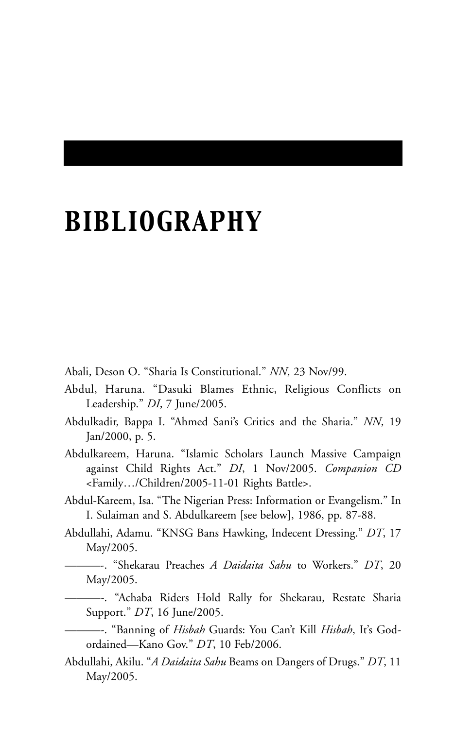# BIBLIOGRAPHY

Abali, Deson O. "Sharia Is Constitutional." *NN*, 23 Nov/99.

Abdul, Haruna. "Dasuki Blames Ethnic, Religious Conflicts on Leadership." *DI*, 7 June/2005.

Abdulkadir, Bappa I. "Ahmed Sani's Critics and the Sharia." *NN*, 19 Jan/2000, p. 5.

Abdulkareem, Haruna. "Islamic Scholars Launch Massive Campaign against Child Rights Act." *DI*, 1 Nov/2005. *Companion CD* <Family…/Children/2005-11-01 Rights Battle>.

Abdul-Kareem, Isa. "The Nigerian Press: Information or Evangelism." In I. Sulaiman and S. Abdulkareem [see below], 1986, pp. 87-88.

Abdullahi, Adamu. "KNSG Bans Hawking, Indecent Dressing." *DT*, 17 May/2005.

———-. "Shekarau Preaches *A Daidaita Sahu* to Workers." *DT*, 20 May/2005.

———-. "Achaba Riders Hold Rally for Shekarau, Restate Sharia Support." *DT*, 16 June/2005.

———-. "Banning of *Hisbah* Guards: You Can't Kill *Hisbah*, It's God-ordained—Kano Gov." *DT*, 10 Feb/2006.

Abdullahi, Akilu. "*A Daidaita Sahu* Beams on Dangers of Drugs." *DT*, 11 May/2005.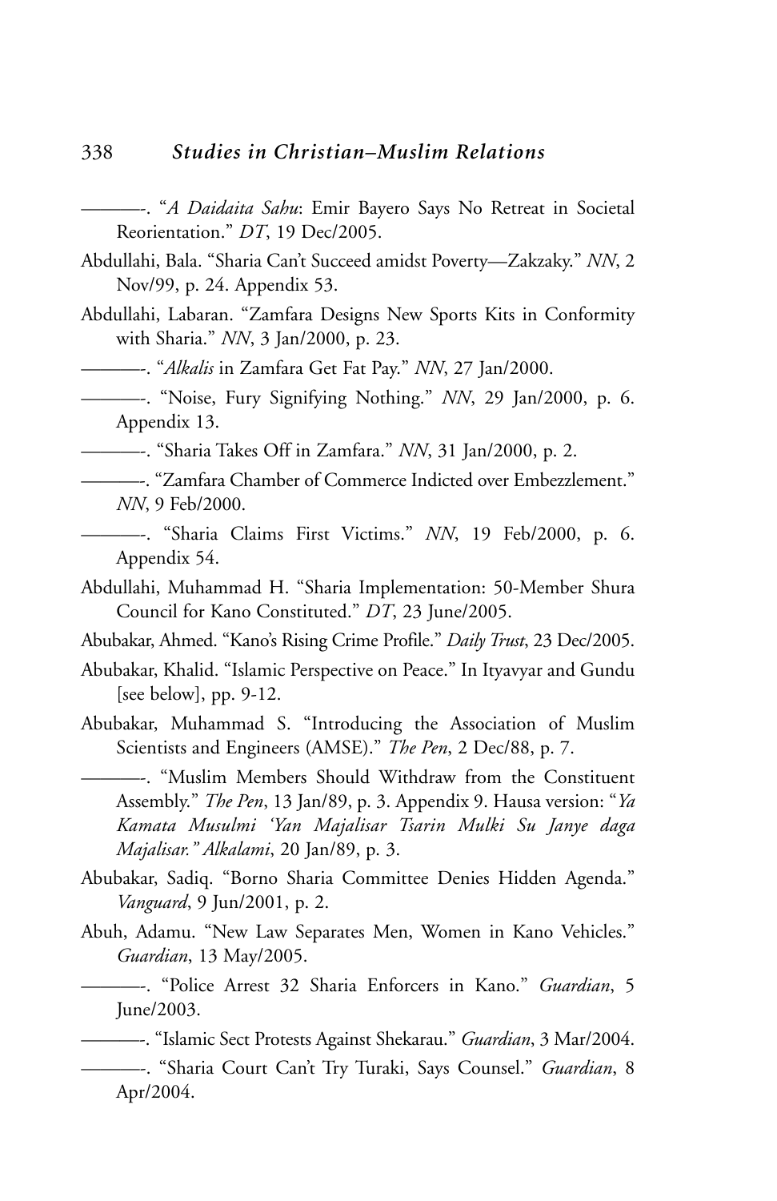———-. "*A Daidaita Sahu*: Emir Bayero Says No Retreat in Societal Reorientation." *DT*, 19 Dec/2005.

Abdullahi, Bala. "Sharia Can't Succeed amidst Poverty—Zakzaky." *NN*, 2 Nov/99, p. 24. Appendix 53.

Abdullahi, Labaran. "Zamfara Designs New Sports Kits in Conformity with Sharia." *NN*, 3 Jan/2000, p. 23.

———-. "*Alkalis* in Zamfara Get Fat Pay." *NN*, 27 Jan/2000.

———-. "Noise, Fury Signifying Nothing." *NN*, 29 Jan/2000, p. 6. Appendix 13.

———-. "Sharia Takes Off in Zamfara." *NN*, 31 Jan/2000, p. 2.

———-. "Zamfara Chamber of Commerce Indicted over Embezzlement." *NN*, 9 Feb/2000.

———-. "Sharia Claims First Victims." *NN*, 19 Feb/2000, p. 6. Appendix 54.

Abdullahi, Muhammad H. "Sharia Implementation: 50-Member Shura Council for Kano Constituted." *DT*, 23 June/2005.

Abubakar, Ahmed. "Kano's Rising Crime Profile." *Daily Trust*, 23 Dec/2005.

Abubakar, Khalid. "Islamic Perspective on Peace." In Ityavyar and Gundu [see below], pp. 9-12.

Abubakar, Muhammad S. "Introducing the Association of Muslim Scientists and Engineers (AMSE)." *The Pen*, 2 Dec/88, p. 7.

———-. "Muslim Members Should Withdraw from the Constituent Assembly." *The Pen*, 13 Jan/89, p. 3. Appendix 9. Hausa version: "*Ya Kamata Musulmi 'Yan Majalisar Tsarin Mulki Su Janye daga Majalisar." Alkalami*, 20 Jan/89, p. 3.

Abubakar, Sadiq. "Borno Sharia Committee Denies Hidden Agenda." *Vanguard*, 9 Jun/2001, p. 2.

Abuh, Adamu. "New Law Separates Men, Women in Kano Vehicles." *Guardian*, 13 May/2005.

———-. "Police Arrest 32 Sharia Enforcers in Kano." *Guardian*, 5 June/2003.

———-. "Islamic Sect Protests Against Shekarau." *Guardian*, 3 Mar/2004.

———-. "Sharia Court Can't Try Turaki, Says Counsel." *Guardian*, 8 Apr/2004.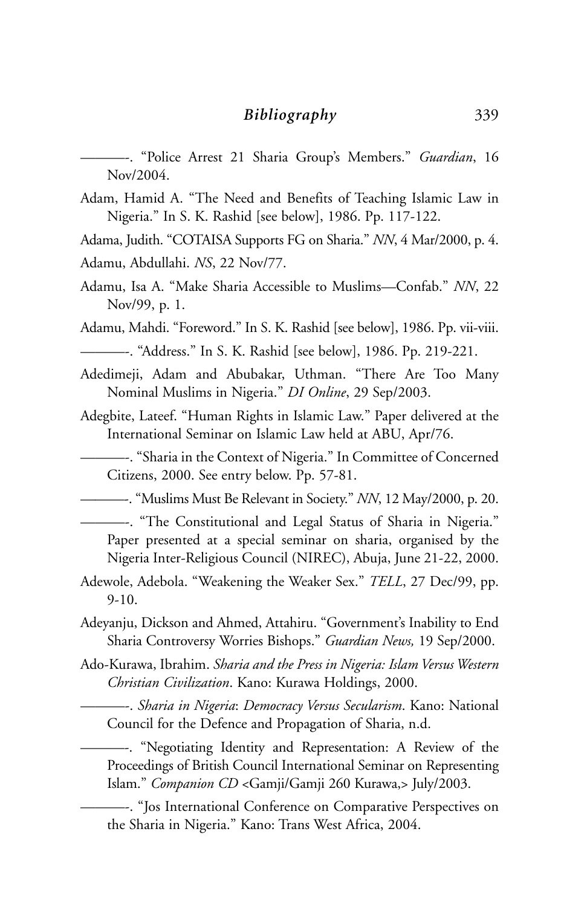———-. "Police Arrest 21 Sharia Group's Members." *Guardian*, 16 Nov/2004.

Adam, Hamid A. "The Need and Benefits of Teaching Islamic Law in Nigeria." In S. K. Rashid [see below], 1986. Pp. 117-122.

Adama, Judith. "COTAISA Supports FG on Sharia." *NN*, 4 Mar/2000, p. 4.

Adamu, Abdullahi. *NS*, 22 Nov/77.

Adamu, Isa A. "Make Sharia Accessible to Muslims—Confab." *NN*, 22 Nov/99, p. 1.

Adamu, Mahdi. "Foreword." In S. K. Rashid [see below], 1986. Pp. vii-viii.

———-. "Address." In S. K. Rashid [see below], 1986. Pp. 219-221.

Adedimeji, Adam and Abubakar, Uthman. "There Are Too Many Nominal Muslims in Nigeria." *DI Online*, 29 Sep/2003.

Adegbite, Lateef. "Human Rights in Islamic Law." Paper delivered at the International Seminar on Islamic Law held at ABU, Apr/76.

———-. "Sharia in the Context of Nigeria." In Committee of Concerned Citizens, 2000. See entry below. Pp. 57-81.

———-. "Muslims Must Be Relevant in Society." *NN*, 12 May/2000, p. 20.

———-. "The Constitutional and Legal Status of Sharia in Nigeria." Paper presented at a special seminar on sharia, organised by the Nigeria Inter-Religious Council (NIREC), Abuja, June 21-22, 2000.

Adewole, Adebola. "Weakening the Weaker Sex." *TELL*, 27 Dec/99, pp. 9-10.

Adeyanju, Dickson and Ahmed, Attahiru. "Government's Inability to End Sharia Controversy Worries Bishops." *Guardian News,* 19 Sep/2000.

Ado-Kurawa, Ibrahim. *Sharia and the Press in Nigeria: Islam Versus Western Christian Civilization*. Kano: Kurawa Holdings, 2000.

———-. *Sharia in Nigeria*: *Democracy Versus Secularism*. Kano: National Council for the Defence and Propagation of Sharia, n.d.

———-. "Negotiating Identity and Representation: A Review of the Proceedings of British Council International Seminar on Representing Islam." *Companion CD* <Gamji/Gamji 260 Kurawa,> July/2003.

———-. "Jos International Conference on Comparative Perspectives on the Sharia in Nigeria." Kano: Trans West Africa, 2004.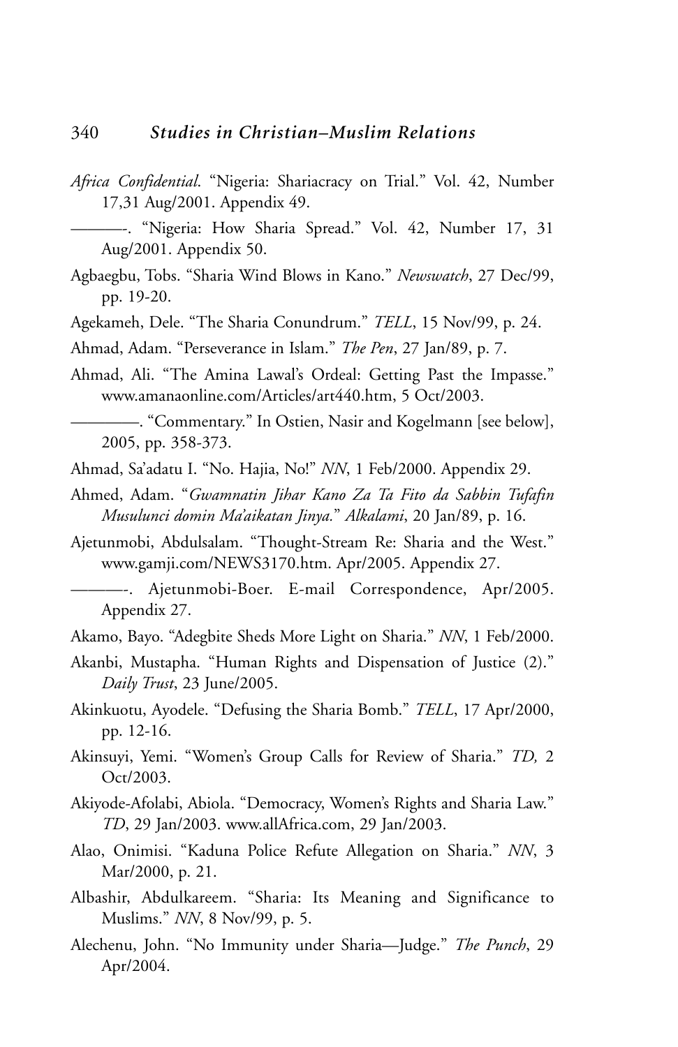*Africa Confidential*. "Nigeria: Shariacracy on Trial." Vol. 42, Number 17,31 Aug/2001. Appendix 49.

———-. "Nigeria: How Sharia Spread." Vol. 42, Number 17, 31 Aug/2001. Appendix 50.

Agbaegbu, Tobs. "Sharia Wind Blows in Kano." *Newswatch*, 27 Dec/99, pp. 19-20.

Agekameh, Dele. "The Sharia Conundrum." *TELL*, 15 Nov/99, p. 24.

Ahmad, Adam. "Perseverance in Islam." *The Pen*, 27 Jan/89, p. 7.

Ahmad, Ali. "The Amina Lawal's Ordeal: Getting Past the Impasse." www.amanaonline.com/Articles/art440.htm, 5 Oct/2003.

————. "Commentary." In Ostien, Nasir and Kogelmann [see below], 2005, pp. 358-373.

Ahmad, Sa'adatu I. "No. Hajia, No!" *NN*, 1 Feb/2000. Appendix 29.

Ahmed, Adam. "*Gwamnatin Jihar Kano Za Ta Fito da Sabbin Tufafin Musulunci domin Ma'aikatan Jinya.*" *Alkalami*, 20 Jan/89, p. 16.

Ajetunmobi, Abdulsalam. "Thought-Stream Re: Sharia and the West." www.gamji.com/NEWS3170.htm. Apr/2005. Appendix 27.

———-. Ajetunmobi-Boer. E-mail Correspondence, Apr/2005. Appendix 27.

Akamo, Bayo. "Adegbite Sheds More Light on Sharia." *NN*, 1 Feb/2000.

Akanbi, Mustapha. "Human Rights and Dispensation of Justice (2)." *Daily Trust*, 23 June/2005.

Akinkuotu, Ayodele. "Defusing the Sharia Bomb." *TELL*, 17 Apr/2000, pp. 12-16.

Akinsuyi, Yemi. "Women's Group Calls for Review of Sharia." *TD,* 2 Oct/2003.

Akiyode-Afolabi, Abiola. "Democracy, Women's Rights and Sharia Law." *TD*, 29 Jan/2003. www.allAfrica.com, 29 Jan/2003.

Alao, Onimisi. "Kaduna Police Refute Allegation on Sharia." *NN*, 3 Mar/2000, p. 21.

Albashir, Abdulkareem. "Sharia: Its Meaning and Significance to Muslims." *NN*, 8 Nov/99, p. 5.

Alechenu, John. "No Immunity under Sharia—Judge." *The Punch*, 29 Apr/2004.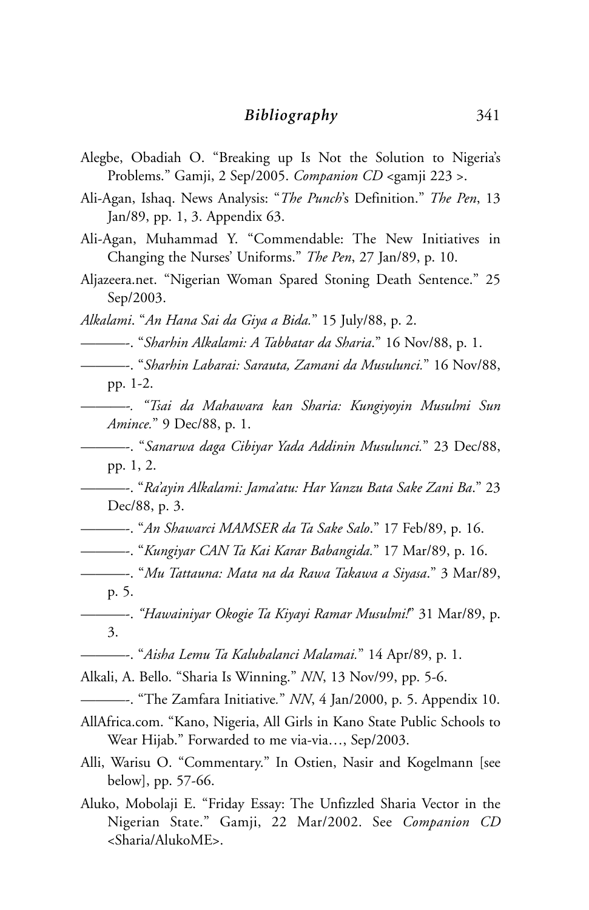Alegbe, Obadiah O. "Breaking up Is Not the Solution to Nigeria's Problems." Gamji, 2 Sep/2005. *Companion CD* <gamji 223 >.

Ali-Agan, Ishaq. News Analysis: "*The Punch*'s Definition." *The Pen*, 13 Jan/89, pp. 1, 3. Appendix 63.

Ali-Agan, Muhammad Y. "Commendable: The New Initiatives in Changing the Nurses' Uniforms." *The Pen*, 27 Jan/89, p. 10.

Aljazeera.net. "Nigerian Woman Spared Stoning Death Sentence." 25 Sep/2003.

*Alkalami*. "*An Hana Sai da Giya a Bida.*" 15 July/88, p. 2.

———-. "*Sharhin Alkalami: A Tabbatar da Sharia*." 16 Nov/88, p. 1.

———-. "*Sharhin Labarai: Sarauta, Zamani da Musulunci.*" 16 Nov/88, pp. 1-2.

———-. *"Tsai da Mahawara kan Sharia: Kungiyoyin Musulmi Sun Amince.*" 9 Dec/88, p. 1.

———-. "*Sanarwa daga Cibiyar Yada Addinin Musulunci.*" 23 Dec/88, pp. 1, 2.

———-. "*Ra'ayin Alkalami: Jama'atu: Har Yanzu Bata Sake Zani Ba*." 23 Dec/88, p. 3.

———-. "*An Shawarci MAMSER da Ta Sake Salo*." 17 Feb/89, p. 16.

———-. "*Kungiyar CAN Ta Kai Karar Babangida.*" 17 Mar/89, p. 16.

———-. "*Mu Tattauna: Mata na da Rawa Takawa a Siyasa*." 3 Mar/89, p. 5.

———-. *"Hawainiyar Okogie Ta Kiyayi Ramar Musulmi!*" 31 Mar/89, p. 3.

———-. "*Aisha Lemu Ta Kalubalanci Malamai.*" 14 Apr/89, p. 1.

Alkali, A. Bello. "Sharia Is Winning." *NN*, 13 Nov/99, pp. 5-6.

———-. "The Zamfara Initiative*.*" *NN*, 4 Jan/2000, p. 5. Appendix 10.

AllAfrica.com. "Kano, Nigeria, All Girls in Kano State Public Schools to Wear Hijab." Forwarded to me via-via…, Sep/2003.

Alli, Warisu O. "Commentary." In Ostien, Nasir and Kogelmann [see below], pp. 57-66.

Aluko, Mobolaji E. "Friday Essay: The Unfizzled Sharia Vector in the Nigerian State." Gamji, 22 Mar/2002. See *Companion CD* <Sharia/AlukoME>.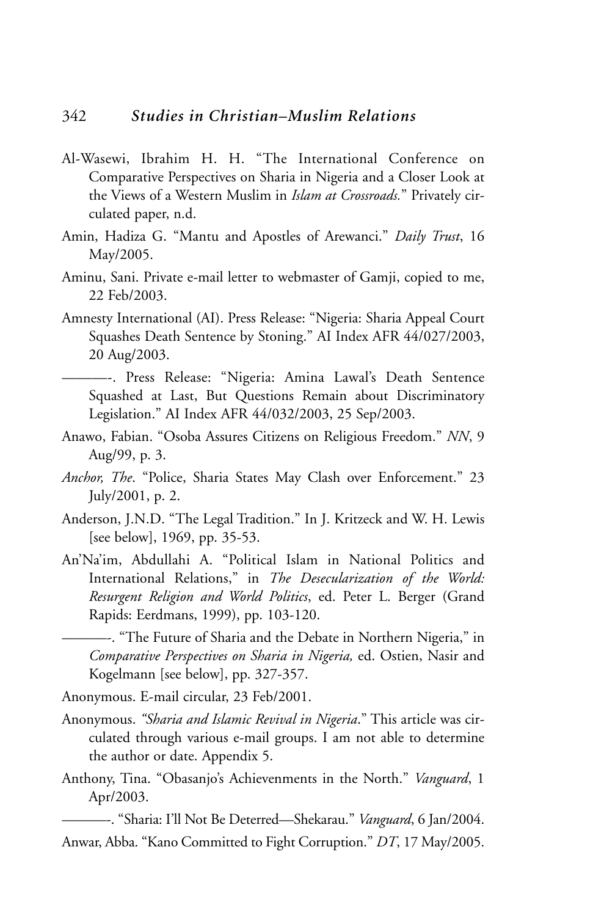Al-Wasewi, Ibrahim H. H. "The International Conference on Comparative Perspectives on Sharia in Nigeria and a Closer Look at the Views of a Western Muslim in *Islam at Crossroads.*" Privately circulated paper, n.d.

Amin, Hadiza G. "Mantu and Apostles of Arewanci." *Daily Trust*, 16 May/2005.

Aminu, Sani. Private e-mail letter to webmaster of Gamji, copied to me, 22 Feb/2003.

Amnesty International (AI). Press Release: "Nigeria: Sharia Appeal Court Squashes Death Sentence by Stoning." AI Index AFR 44/027/2003, 20 Aug/2003.

———-. Press Release: "Nigeria: Amina Lawal's Death Sentence Squashed at Last, But Questions Remain about Discriminatory Legislation." AI Index AFR 44/032/2003, 25 Sep/2003.

Anawo, Fabian. "Osoba Assures Citizens on Religious Freedom." *NN*, 9 Aug/99, p. 3.

*Anchor, The*. "Police, Sharia States May Clash over Enforcement." 23 July/2001, p. 2.

Anderson, J.N.D. "The Legal Tradition." In J. Kritzeck and W. H. Lewis [see below], 1969, pp. 35-53.

An'Na'im, Abdullahi A. "Political Islam in National Politics and International Relations," in *The Desecularization of the World: Resurgent Religion and World Politics*, ed. Peter L. Berger (Grand Rapids: Eerdmans, 1999), pp. 103-120.

———-. "The Future of Sharia and the Debate in Northern Nigeria," in *Comparative Perspectives on Sharia in Nigeria,* ed. Ostien, Nasir and Kogelmann [see below], pp. 327-357.

Anonymous. E-mail circular, 23 Feb/2001.

Anonymous. *"Sharia and Islamic Revival in Nigeria*." This article was circulated through various e-mail groups. I am not able to determine the author or date. Appendix 5.

Anthony, Tina. "Obasanjo's Achievenments in the North." *Vanguard*, 1 Apr/2003.

———-. "Sharia: I'll Not Be Deterred—Shekarau." *Vanguard*, 6 Jan/2004.

Anwar, Abba. "Kano Committed to Fight Corruption." *DT*, 17 May/2005.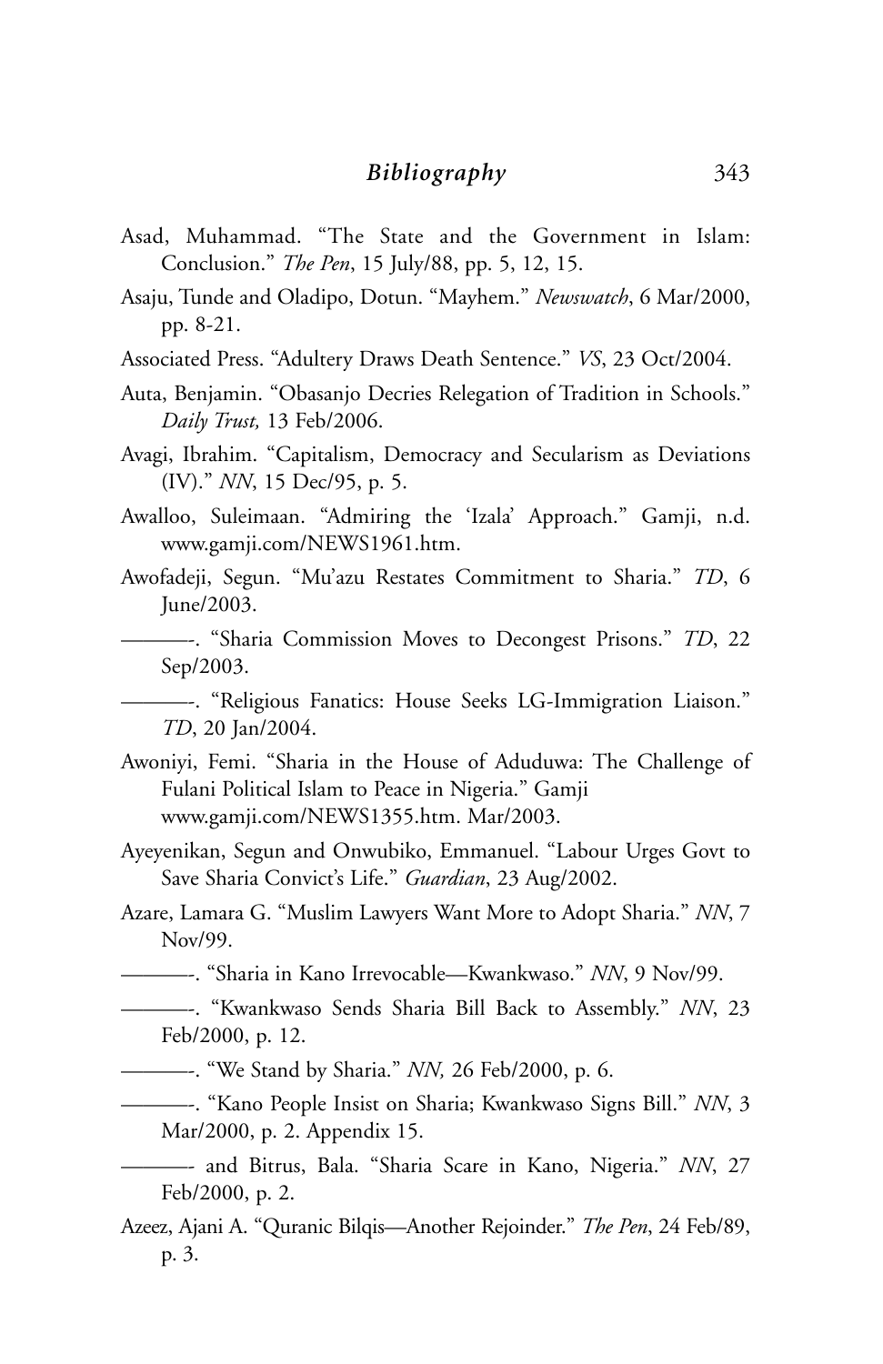Asad, Muhammad. "The State and the Government in Islam: Conclusion." *The Pen*, 15 July/88, pp. 5, 12, 15.

Asaju, Tunde and Oladipo, Dotun. "Mayhem." *Newswatch*, 6 Mar/2000, pp. 8-21.

Associated Press. "Adultery Draws Death Sentence." *VS*, 23 Oct/2004.

Auta, Benjamin. "Obasanjo Decries Relegation of Tradition in Schools." *Daily Trust,* 13 Feb/2006.

Avagi, Ibrahim. "Capitalism, Democracy and Secularism as Deviations (IV)." *NN*, 15 Dec/95, p. 5.

Awalloo, Suleimaan. "Admiring the 'Izala' Approach." Gamji, n.d. www.gamji.com/NEWS1961.htm.

Awofadeji, Segun. "Mu'azu Restates Commitment to Sharia." *TD*, 6 June/2003.

———-. "Sharia Commission Moves to Decongest Prisons." *TD*, 22 Sep/2003.

———-. "Religious Fanatics: House Seeks LG-Immigration Liaison." *TD*, 20 Jan/2004.

Awoniyi, Femi. "Sharia in the House of Aduduwa: The Challenge of Fulani Political Islam to Peace in Nigeria." Gamji www.gamji.com/NEWS1355.htm. Mar/2003.

Ayeyenikan, Segun and Onwubiko, Emmanuel. "Labour Urges Govt to Save Sharia Convict's Life." *Guardian*, 23 Aug/2002.

Azare, Lamara G. "Muslim Lawyers Want More to Adopt Sharia." *NN*, 7 Nov/99.

———-. "Sharia in Kano Irrevocable—Kwankwaso." *NN*, 9 Nov/99.

———-. "Kwankwaso Sends Sharia Bill Back to Assembly." *NN*, 23 Feb/2000, p. 12.

———-. "We Stand by Sharia." *NN,* 26 Feb/2000, p. 6.

———-. "Kano People Insist on Sharia; Kwankwaso Signs Bill." *NN*, 3 Mar/2000, p. 2. Appendix 15.

———- and Bitrus, Bala. "Sharia Scare in Kano, Nigeria." *NN*, 27 Feb/2000, p. 2.

Azeez, Ajani A. "Quranic Bilqis—Another Rejoinder." *The Pen*, 24 Feb/89, p. 3.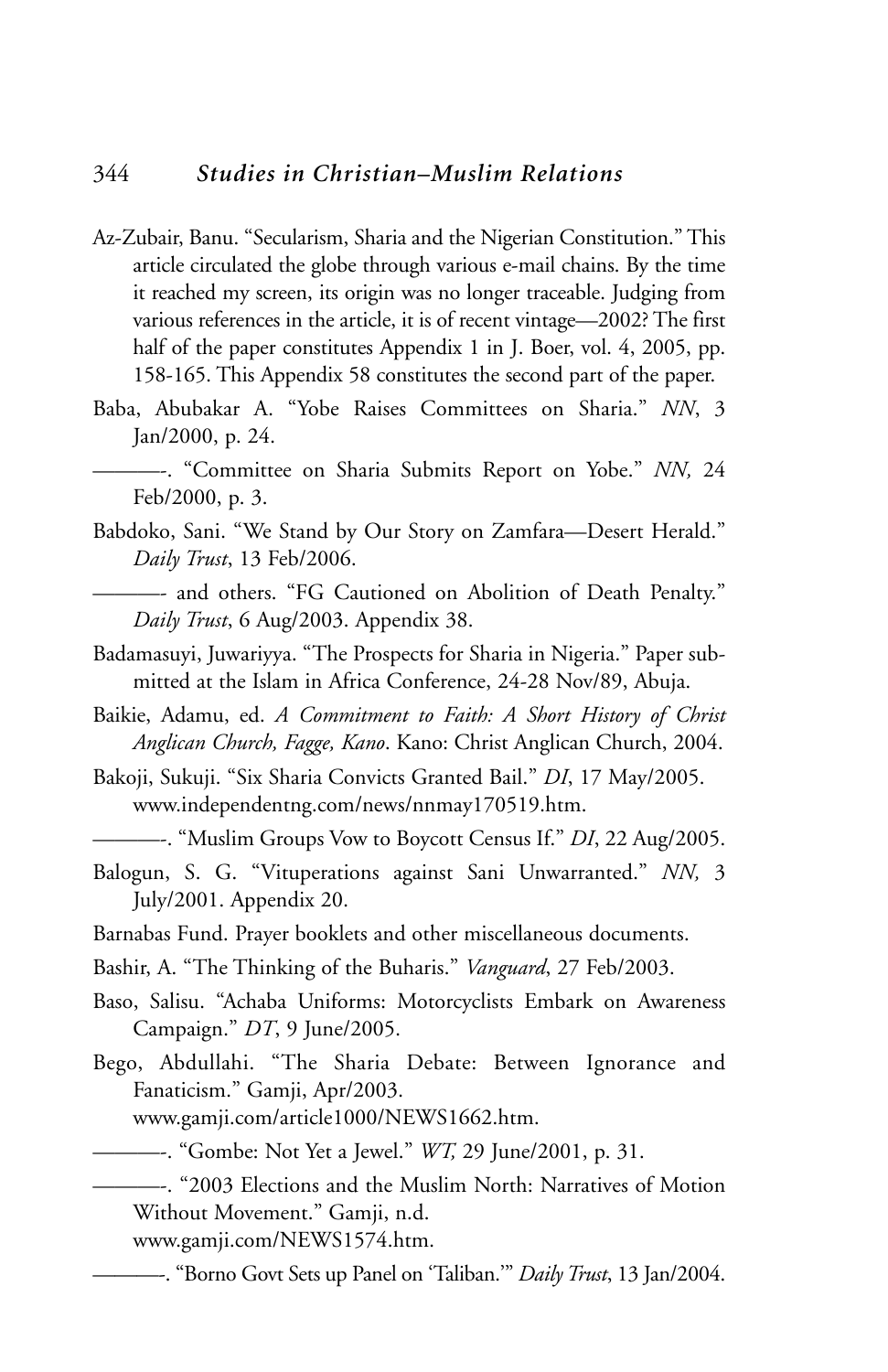Az-Zubair, Banu. "Secularism, Sharia and the Nigerian Constitution." This article circulated the globe through various e-mail chains. By the time it reached my screen, its origin was no longer traceable. Judging from various references in the article, it is of recent vintage—2002? The first half of the paper constitutes Appendix 1 in J. Boer, vol. 4, 2005, pp. 158-165. This Appendix 58 constitutes the second part of the paper.

Baba, Abubakar A. "Yobe Raises Committees on Sharia." *NN*, 3 Jan/2000, p. 24.

———-. "Committee on Sharia Submits Report on Yobe." *NN,* 24 Feb/2000, p. 3.

Babdoko, Sani. "We Stand by Our Story on Zamfara—Desert Herald." *Daily Trust*, 13 Feb/2006.

———- and others. "FG Cautioned on Abolition of Death Penalty." *Daily Trust*, 6 Aug/2003. Appendix 38.

Badamasuyi, Juwariyya. "The Prospects for Sharia in Nigeria." Paper submitted at the Islam in Africa Conference, 24-28 Nov/89, Abuja.

Baikie, Adamu, ed. *A Commitment to Faith: A Short History of Christ Anglican Church, Fagge, Kano*. Kano: Christ Anglican Church, 2004.

Bakoji, Sukuji. "Six Sharia Convicts Granted Bail." *DI*, 17 May/2005. www.independentng.com/news/nnmay170519.htm.

———-. "Muslim Groups Vow to Boycott Census If." *DI*, 22 Aug/2005.

Balogun, S. G. "Vituperations against Sani Unwarranted." *NN,* 3 July/2001. Appendix 20.

Barnabas Fund. Prayer booklets and other miscellaneous documents.

Bashir, A. "The Thinking of the Buharis." *Vanguard*, 27 Feb/2003.

Baso, Salisu. "Achaba Uniforms: Motorcyclists Embark on Awareness Campaign." *DT*, 9 June/2005.

Bego, Abdullahi. "The Sharia Debate: Between Ignorance and Fanaticism." Gamji, Apr/2003. www.gamji.com/article1000/NEWS1662.htm.

———-. "Gombe: Not Yet a Jewel." *WT,* 29 June/2001, p. 31.

———-. "2003 Elections and the Muslim North: Narratives of Motion Without Movement." Gamji, n.d. www.gamji.com/NEWS1574.htm.

———-. "Borno Govt Sets up Panel on 'Taliban.'" *Daily Trust*, 13 Jan/2004.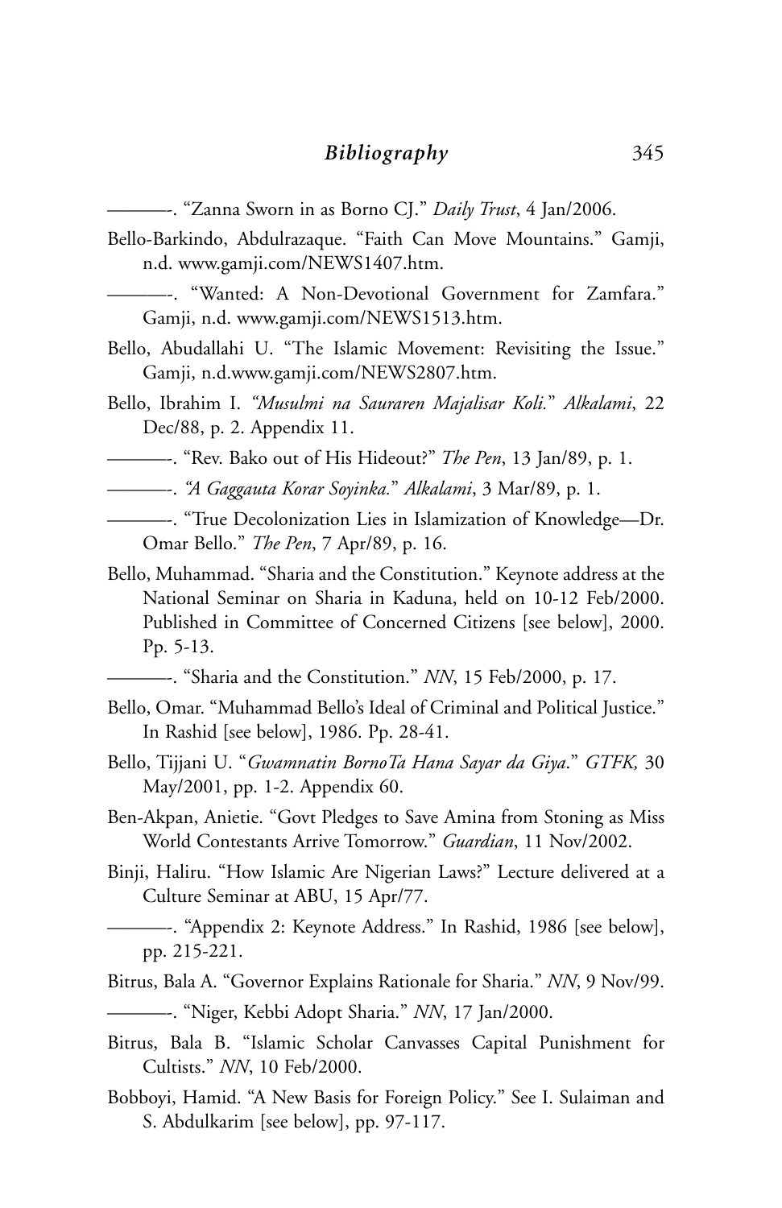———-. “Zanna Sworn in as Borno CJ.” *Daily Trust*, 4 Jan/2006.

Bello-Barkindo, Abdulrazaque. “Faith Can Move Mountains.” Gamji, n.d. www.gamji.com/NEWS1407.htm.

———-. “Wanted: A Non-Devotional Government for Zamfara.” Gamji, n.d. www.gamji.com/NEWS1513.htm.

Bello, Abudallahi U. “The Islamic Movement: Revisiting the Issue.” Gamji, n.d.www.gamji.com/NEWS2807.htm.

Bello, Ibrahim I. *“Musulmi na Sauraren Majalisar Koli.”* *Alkalami*, 22 Dec/88, p. 2. Appendix 11.

———-. “Rev. Bako out of His Hideout?” *The Pen*, 13 Jan/89, p. 1.

———-. *“A Gaggauta Korar Soyinka.”* *Alkalami*, 3 Mar/89, p. 1.

———-. “True Decolonization Lies in Islamization of Knowledge—Dr. Omar Bello.” *The Pen*, 7 Apr/89, p. 16.

Bello, Muhammad. “Sharia and the Constitution.” Keynote address at the National Seminar on Sharia in Kaduna, held on 10-12 Feb/2000. Published in Committee of Concerned Citizens [see below], 2000. Pp. 5-13.

———-. “Sharia and the Constitution.” *NN*, 15 Feb/2000, p. 17.

Bello, Omar. “Muhammad Bello’s Ideal of Criminal and Political Justice.” In Rashid [see below], 1986. Pp. 28-41.

Bello, Tijjani U. “*Gwamnatin BornoTa Hana Sayar da Giya*.” *GTFK,* 30 May/2001, pp. 1-2. Appendix 60.

Ben-Akpan, Anietie. “Govt Pledges to Save Amina from Stoning as Miss World Contestants Arrive Tomorrow.” *Guardian*, 11 Nov/2002.

Binji, Haliru. “How Islamic Are Nigerian Laws?” Lecture delivered at a Culture Seminar at ABU, 15 Apr/77.

———-. “Appendix 2: Keynote Address.” In Rashid, 1986 [see below], pp. 215-221.

Bitrus, Bala A. “Governor Explains Rationale for Sharia.” *NN*, 9 Nov/99.

———-. “Niger, Kebbi Adopt Sharia.” *NN*, 17 Jan/2000.

Bitrus, Bala B. “Islamic Scholar Canvasses Capital Punishment for Cultists.” *NN*, 10 Feb/2000.

Bobboyi, Hamid. “A New Basis for Foreign Policy.” See I. Sulaiman and S. Abdulkarim [see below], pp. 97-117.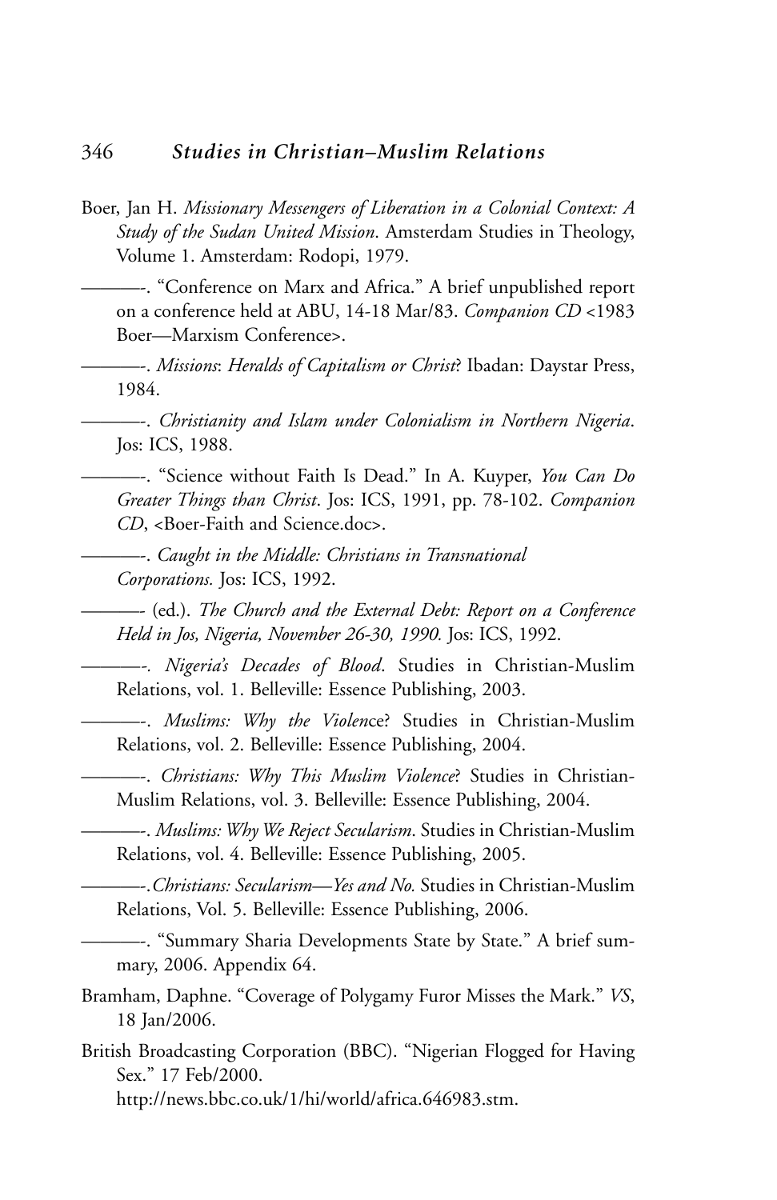Boer, Jan H. *Missionary Messengers of Liberation in a Colonial Context: A Study of the Sudan United Mission*. Amsterdam Studies in Theology, Volume 1. Amsterdam: Rodopi, 1979.

———-. "Conference on Marx and Africa." A brief unpublished report on a conference held at ABU, 14-18 Mar/83. *Companion CD* <1983 Boer—Marxism Conference>.

———-. *Missions*: *Heralds of Capitalism or Christ*? Ibadan: Daystar Press, 1984.

———-. *Christianity and Islam under Colonialism in Northern Nigeria*. Jos: ICS, 1988.

———-. "Science without Faith Is Dead." In A. Kuyper, *You Can Do Greater Things than Christ*. Jos: ICS, 1991, pp. 78-102. *Companion CD*, <Boer-Faith and Science.doc>.

———-. *Caught in the Middle: Christians in Transnational Corporations.* Jos: ICS, 1992.

———- (ed.). *The Church and the External Debt: Report on a Conference Held in Jos, Nigeria, November 26-30, 1990.* Jos: ICS, 1992.

———-. *Nigeria's Decades of Blood*. Studies in Christian-Muslim Relations, vol. 1. Belleville: Essence Publishing, 2003.

———-. *Muslims: Why the Violen*ce? Studies in Christian-Muslim Relations, vol. 2. Belleville: Essence Publishing, 2004.

———-. *Christians: Why This Muslim Violence*? Studies in Christian-Muslim Relations, vol. 3. Belleville: Essence Publishing, 2004.

———-. *Muslims: Why We Reject Secularism*. Studies in Christian-Muslim Relations, vol. 4. Belleville: Essence Publishing, 2005.

———-.*Christians: Secularism—Yes and No.* Studies in Christian-Muslim Relations, Vol. 5. Belleville: Essence Publishing, 2006.

———-. "Summary Sharia Developments State by State." A brief summary, 2006. Appendix 64.

Bramham, Daphne. "Coverage of Polygamy Furor Misses the Mark." *VS*, 18 Jan/2006.

British Broadcasting Corporation (BBC). "Nigerian Flogged for Having Sex." 17 Feb/2000.
http://news.bbc.co.uk/1/hi/world/africa.646983.stm.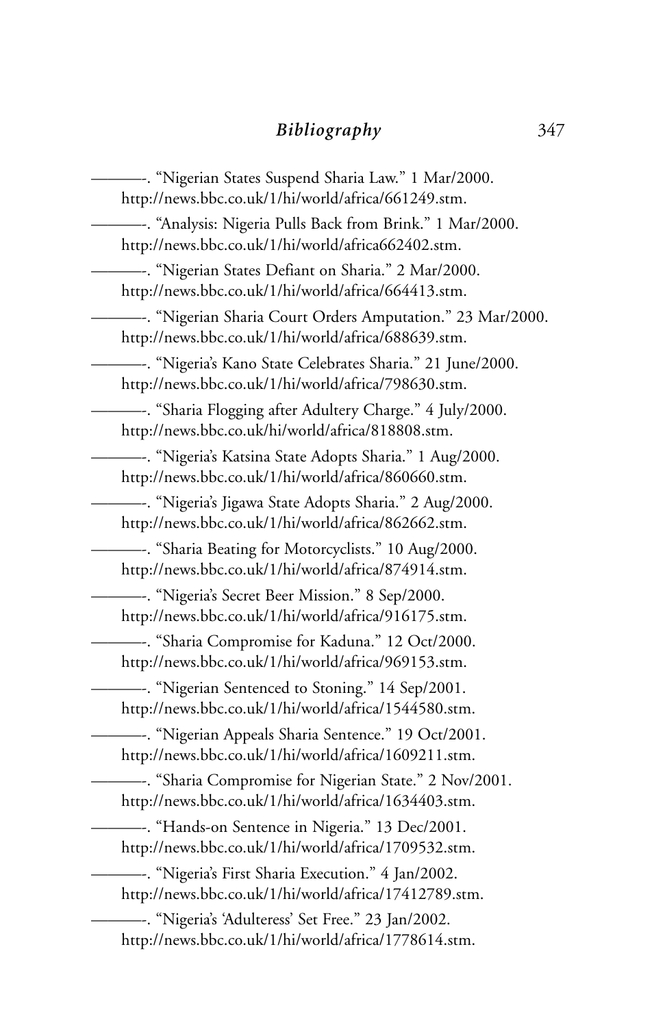———-. "Nigerian States Suspend Sharia Law." 1 Mar/2000. http://news.bbc.co.uk/1/hi/world/africa/661249.stm.

———-. "Analysis: Nigeria Pulls Back from Brink." 1 Mar/2000. http://news.bbc.co.uk/1/hi/world/africa662402.stm.

———-. "Nigerian States Defiant on Sharia." 2 Mar/2000. http://news.bbc.co.uk/1/hi/world/africa/664413.stm.

———-. "Nigerian Sharia Court Orders Amputation." 23 Mar/2000. http://news.bbc.co.uk/1/hi/world/africa/688639.stm.

———-. "Nigeria's Kano State Celebrates Sharia." 21 June/2000. http://news.bbc.co.uk/1/hi/world/africa/798630.stm.

———-. "Sharia Flogging after Adultery Charge." 4 July/2000. http://news.bbc.co.uk/hi/world/africa/818808.stm.

———-. "Nigeria's Katsina State Adopts Sharia." 1 Aug/2000. http://news.bbc.co.uk/1/hi/world/africa/860660.stm.

———-. "Nigeria's Jigawa State Adopts Sharia." 2 Aug/2000. http://news.bbc.co.uk/1/hi/world/africa/862662.stm.

———-. "Sharia Beating for Motorcyclists." 10 Aug/2000. http://news.bbc.co.uk/1/hi/world/africa/874914.stm.

———-. "Nigeria's Secret Beer Mission." 8 Sep/2000. http://news.bbc.co.uk/1/hi/world/africa/916175.stm.

———-. "Sharia Compromise for Kaduna." 12 Oct/2000. http://news.bbc.co.uk/1/hi/world/africa/969153.stm.

———-. "Nigerian Sentenced to Stoning." 14 Sep/2001. http://news.bbc.co.uk/1/hi/world/africa/1544580.stm.

———-. "Nigerian Appeals Sharia Sentence." 19 Oct/2001. http://news.bbc.co.uk/1/hi/world/africa/1609211.stm.

———-. "Sharia Compromise for Nigerian State." 2 Nov/2001. http://news.bbc.co.uk/1/hi/world/africa/1634403.stm.

———-. "Hands-on Sentence in Nigeria." 13 Dec/2001. http://news.bbc.co.uk/1/hi/world/africa/1709532.stm.

———-. "Nigeria's First Sharia Execution." 4 Jan/2002. http://news.bbc.co.uk/1/hi/world/africa/17412789.stm.

———-. "Nigeria's 'Adulteress' Set Free." 23 Jan/2002. http://news.bbc.co.uk/1/hi/world/africa/1778614.stm.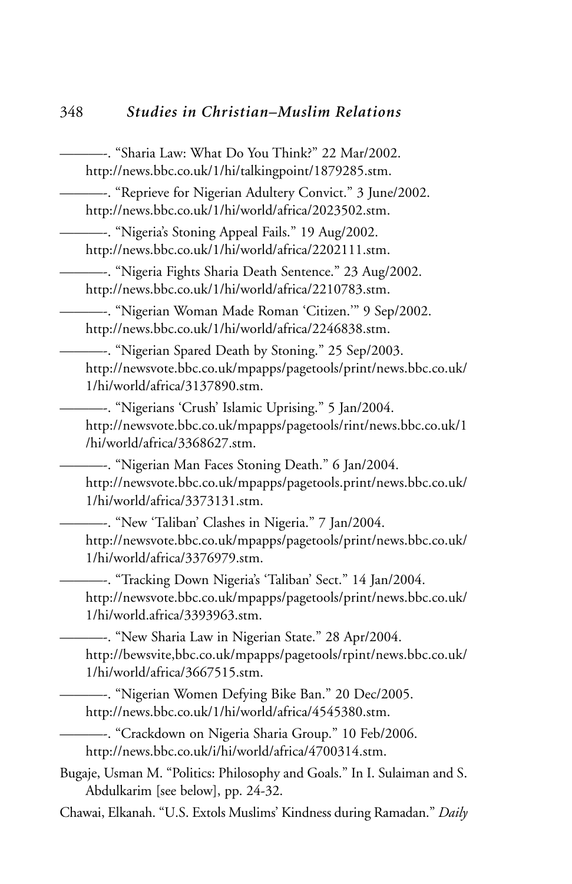———-. "Sharia Law: What Do You Think?" 22 Mar/2002. http://news.bbc.co.uk/1/hi/talkingpoint/1879285.stm.

———-. "Reprieve for Nigerian Adultery Convict." 3 June/2002. http://news.bbc.co.uk/1/hi/world/africa/2023502.stm.

———-. "Nigeria's Stoning Appeal Fails." 19 Aug/2002. http://news.bbc.co.uk/1/hi/world/africa/2202111.stm.

———-. "Nigeria Fights Sharia Death Sentence." 23 Aug/2002. http://news.bbc.co.uk/1/hi/world/africa/2210783.stm.

———-. "Nigerian Woman Made Roman 'Citizen.'" 9 Sep/2002. http://news.bbc.co.uk/1/hi/world/africa/2246838.stm.

———-. "Nigerian Spared Death by Stoning." 25 Sep/2003. http://newsvote.bbc.co.uk/mpapps/pagetools/print/news.bbc.co.uk/1/hi/world/africa/3137890.stm.

———-. "Nigerians 'Crush' Islamic Uprising." 5 Jan/2004. http://newsvote.bbc.co.uk/mpapps/pagetools/rint/news.bbc.co.uk/1/hi/world/africa/3368627.stm.

———-. "Nigerian Man Faces Stoning Death." 6 Jan/2004. http://newsvote.bbc.co.uk/mpapps/pagetools.print/news.bbc.co.uk/1/hi/world/africa/3373131.stm.

———-. "New 'Taliban' Clashes in Nigeria." 7 Jan/2004. http://newsvote.bbc.co.uk/mpapps/pagetools/print/news.bbc.co.uk/1/hi/world/africa/3376979.stm.

———-. "Tracking Down Nigeria's 'Taliban' Sect." 14 Jan/2004. http://newsvote.bbc.co.uk/mpapps/pagetools/print/news.bbc.co.uk/1/hi/world.africa/3393963.stm.

———-. "New Sharia Law in Nigerian State." 28 Apr/2004. http://bewsvite,bbc.co.uk/mpapps/pagetools/rpint/news.bbc.co.uk/1/hi/world/africa/3667515.stm.

———-. "Nigerian Women Defying Bike Ban." 20 Dec/2005. http://news.bbc.co.uk/1/hi/world/africa/4545380.stm.

———-. "Crackdown on Nigeria Sharia Group." 10 Feb/2006. http://news.bbc.co.uk/i/hi/world/africa/4700314.stm.

Bugaje, Usman M. "Politics: Philosophy and Goals." In I. Sulaiman and S. Abdulkarim [see below], pp. 24-32.

Chawai, Elkanah. "U.S. Extols Muslims' Kindness during Ramadan." *Daily*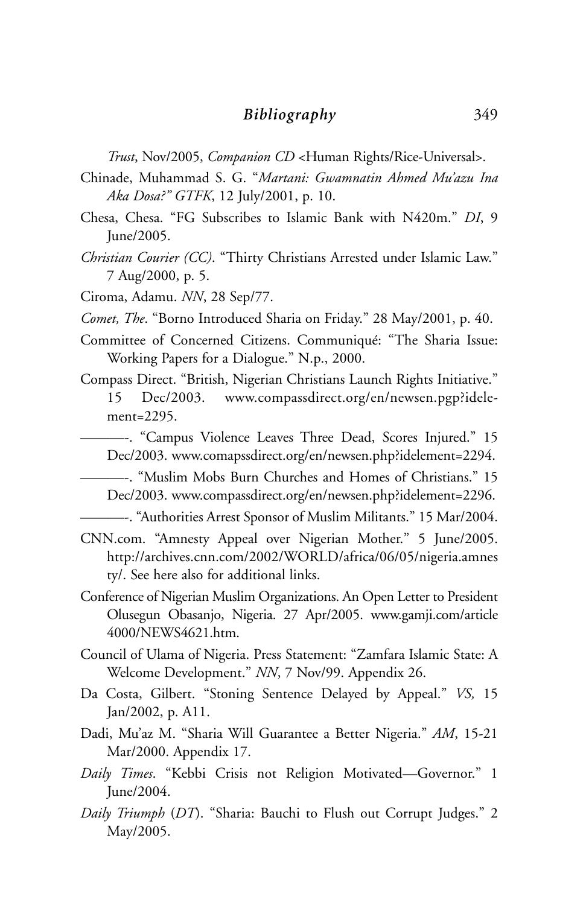*Trust*, Nov/2005, *Companion CD* <Human Rights/Rice-Universal>.

Chinade, Muhammad S. G. "*Martani: Gwamnatin Ahmed Mu'azu Ina Aka Dosa?" GTFK*, 12 July/2001, p. 10.

Chesa, Chesa. "FG Subscribes to Islamic Bank with N420m." *DI*, 9 June/2005.

*Christian Courier (CC)*. "Thirty Christians Arrested under Islamic Law." 7 Aug/2000, p. 5.

Ciroma, Adamu. *NN*, 28 Sep/77.

*Comet, The*. "Borno Introduced Sharia on Friday." 28 May/2001, p. 40.

Committee of Concerned Citizens. Communiqué: "The Sharia Issue: Working Papers for a Dialogue." N.p., 2000.

Compass Direct. "British, Nigerian Christians Launch Rights Initiative." 15 Dec/2003. www.compassdirect.org/en/newsen.pgp?idelement=2295.

———-. "Campus Violence Leaves Three Dead, Scores Injured." 15 Dec/2003. www.comapssdirect.org/en/newsen.php?idelement=2294.

———-. "Muslim Mobs Burn Churches and Homes of Christians." 15 Dec/2003. www.compassdirect.org/en/newsen.php?idelement=2296.

———-. "Authorities Arrest Sponsor of Muslim Militants." 15 Mar/2004.

CNN.com. "Amnesty Appeal over Nigerian Mother." 5 June/2005. http://archives.cnn.com/2002/WORLD/africa/06/05/nigeria.amnesty/. See here also for additional links.

Conference of Nigerian Muslim Organizations. An Open Letter to President Olusegun Obasanjo, Nigeria. 27 Apr/2005. www.gamji.com/article 4000/NEWS4621.htm.

Council of Ulama of Nigeria. Press Statement: "Zamfara Islamic State: A Welcome Development." *NN*, 7 Nov/99. Appendix 26.

Da Costa, Gilbert. "Stoning Sentence Delayed by Appeal." *VS,* 15 Jan/2002, p. A11.

Dadi, Mu'az M. "Sharia Will Guarantee a Better Nigeria." *AM*, 15-21 Mar/2000. Appendix 17.

*Daily Times*. "Kebbi Crisis not Religion Motivated—Governor." 1 June/2004.

*Daily Triumph* (*DT*). "Sharia: Bauchi to Flush out Corrupt Judges." 2 May/2005.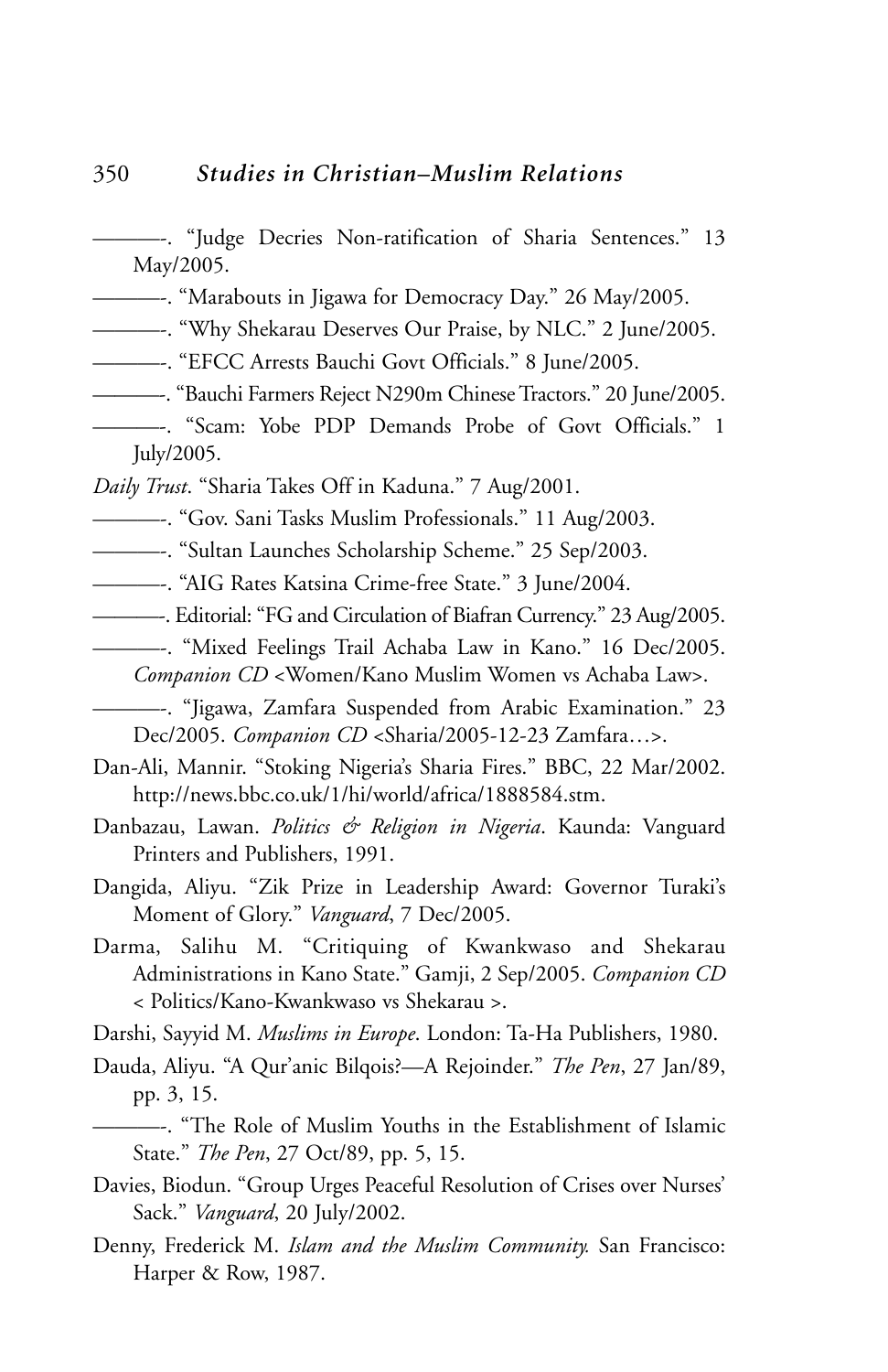———-. "Judge Decries Non-ratification of Sharia Sentences." 13 May/2005.

———-. "Marabouts in Jigawa for Democracy Day." 26 May/2005.

———-. "Why Shekarau Deserves Our Praise, by NLC." 2 June/2005.

———-. "EFCC Arrests Bauchi Govt Officials." 8 June/2005.

———-. "Bauchi Farmers Reject N290m Chinese Tractors." 20 June/2005.

———-. "Scam: Yobe PDP Demands Probe of Govt Officials." 1 July/2005.

*Daily Trust*. "Sharia Takes Off in Kaduna." 7 Aug/2001.

———-. "Gov. Sani Tasks Muslim Professionals." 11 Aug/2003.

———-. "Sultan Launches Scholarship Scheme." 25 Sep/2003.

———-. "AIG Rates Katsina Crime-free State." 3 June/2004.

———-. Editorial: "FG and Circulation of Biafran Currency." 23 Aug/2005.

———-. "Mixed Feelings Trail Achaba Law in Kano." 16 Dec/2005. *Companion CD* <Women/Kano Muslim Women vs Achaba Law>.

———-. "Jigawa, Zamfara Suspended from Arabic Examination." 23 Dec/2005. *Companion CD* <Sharia/2005-12-23 Zamfara…>.

Dan-Ali, Mannir. "Stoking Nigeria's Sharia Fires." BBC, 22 Mar/2002. http://news.bbc.co.uk/1/hi/world/africa/1888584.stm.

Danbazau, Lawan. *Politics & Religion in Nigeria*. Kaunda: Vanguard Printers and Publishers, 1991.

Dangida, Aliyu. "Zik Prize in Leadership Award: Governor Turaki's Moment of Glory." *Vanguard*, 7 Dec/2005.

Darma, Salihu M. "Critiquing of Kwankwaso and Shekarau Administrations in Kano State." Gamji, 2 Sep/2005. *Companion CD* < Politics/Kano-Kwankwaso vs Shekarau >.

Darshi, Sayyid M. *Muslims in Europe*. London: Ta-Ha Publishers, 1980.

Dauda, Aliyu. "A Qur'anic Bilqois?—A Rejoinder." *The Pen*, 27 Jan/89, pp. 3, 15.

———-. "The Role of Muslim Youths in the Establishment of Islamic State." *The Pen*, 27 Oct/89, pp. 5, 15.

Davies, Biodun. "Group Urges Peaceful Resolution of Crises over Nurses' Sack." *Vanguard*, 20 July/2002.

Denny, Frederick M. *Islam and the Muslim Community.* San Francisco: Harper & Row, 1987.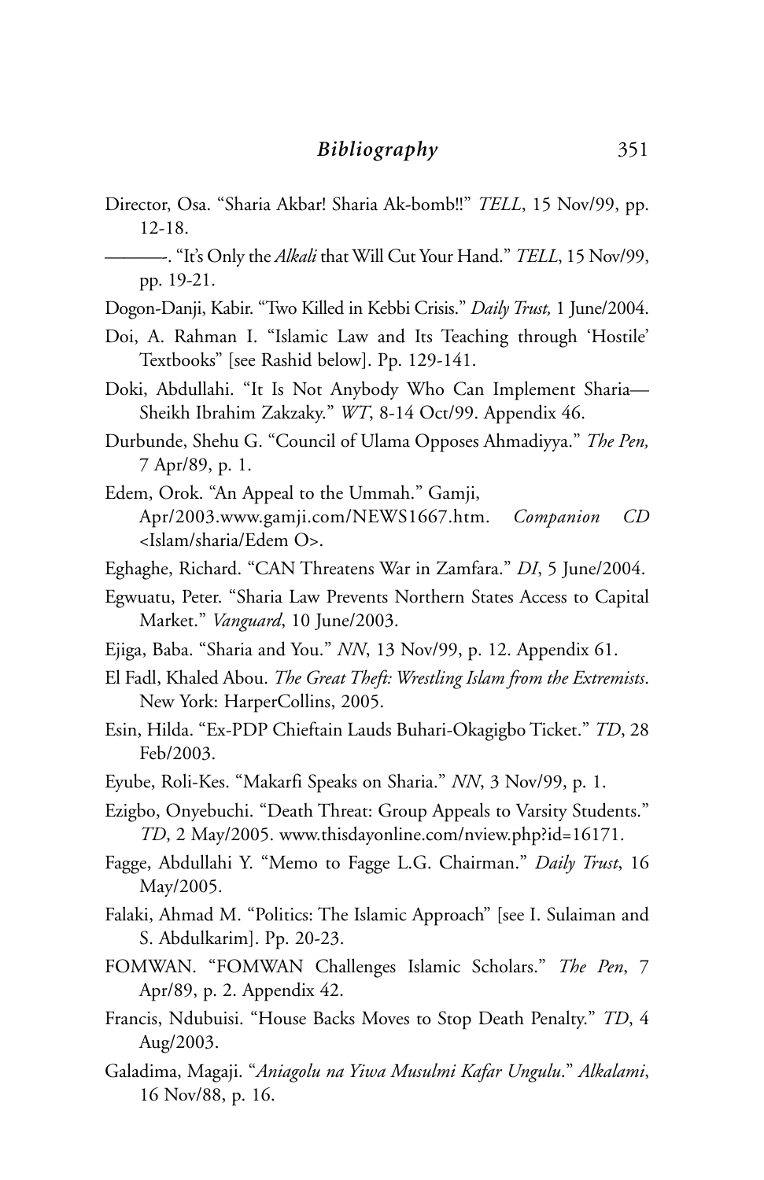Director, Osa. "Sharia Akbar! Sharia Ak-bomb!!" *TELL*, 15 Nov/99, pp. 12-18.

———. "It's Only the *Alkali* that Will Cut Your Hand." *TELL*, 15 Nov/99, pp. 19-21.

Dogon-Danji, Kabir. "Two Killed in Kebbi Crisis." *Daily Trust,* 1 June/2004.

Doi, A. Rahman I. "Islamic Law and Its Teaching through 'Hostile' Textbooks" [see Rashid below]. Pp. 129-141.

Doki, Abdullahi. "It Is Not Anybody Who Can Implement Sharia—Sheikh Ibrahim Zakzaky." *WT*, 8-14 Oct/99. Appendix 46.

Durbunde, Shehu G. "Council of Ulama Opposes Ahmadiyya." *The Pen,* 7 Apr/89, p. 1.

Edem, Orok. "An Appeal to the Ummah." Gamji, Apr/2003.www.gamji.com/NEWS1667.htm. *Companion CD* <Islam/sharia/Edem O>.

Eghaghe, Richard. "CAN Threatens War in Zamfara." *DI*, 5 June/2004.

Egwuatu, Peter. "Sharia Law Prevents Northern States Access to Capital Market." *Vanguard*, 10 June/2003.

Ejiga, Baba. "Sharia and You." *NN*, 13 Nov/99, p. 12. Appendix 61.

El Fadl, Khaled Abou. *The Great Theft: Wrestling Islam from the Extremists*. New York: HarperCollins, 2005.

Esin, Hilda. "Ex-PDP Chieftain Lauds Buhari-Okagigbo Ticket." *TD*, 28 Feb/2003.

Eyube, Roli-Kes. "Makarfi Speaks on Sharia." *NN*, 3 Nov/99, p. 1.

Ezigbo, Onyebuchi. "Death Threat: Group Appeals to Varsity Students." *TD*, 2 May/2005. www.thisdayonline.com/nview.php?id=16171.

Fagge, Abdullahi Y. "Memo to Fagge L.G. Chairman." *Daily Trust*, 16 May/2005.

Falaki, Ahmad M. "Politics: The Islamic Approach" [see I. Sulaiman and S. Abdulkarim]. Pp. 20-23.

FOMWAN. "FOMWAN Challenges Islamic Scholars." *The Pen*, 7 Apr/89, p. 2. Appendix 42.

Francis, Ndubuisi. "House Backs Moves to Stop Death Penalty." *TD*, 4 Aug/2003.

Galadima, Magaji. "*Aniagolu na Yiwa Musulmi Kafar Ungulu*." *Alkalami*, 16 Nov/88, p. 16.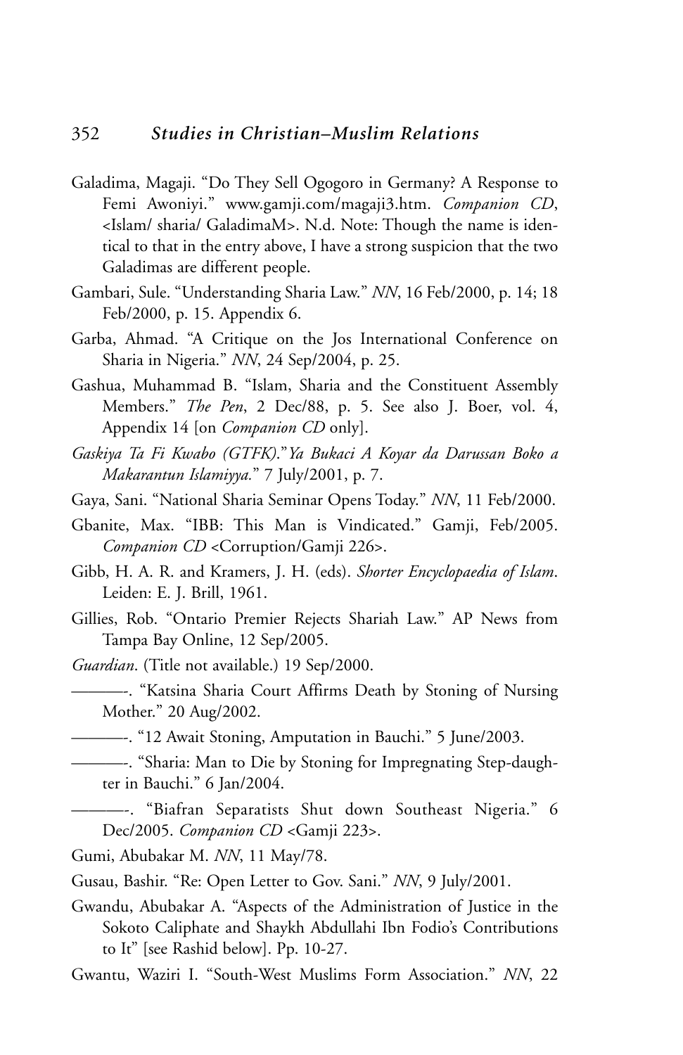Galadima, Magaji. "Do They Sell Ogogoro in Germany? A Response to Femi Awoniyi." www.gamji.com/magaji3.htm. *Companion CD*, <Islam/ sharia/ GaladimaM>. N.d. Note: Though the name is identical to that in the entry above, I have a strong suspicion that the two Galadimas are different people.

Gambari, Sule. "Understanding Sharia Law." *NN*, 16 Feb/2000, p. 14; 18 Feb/2000, p. 15. Appendix 6.

Garba, Ahmad. "A Critique on the Jos International Conference on Sharia in Nigeria." *NN*, 24 Sep/2004, p. 25.

Gashua, Muhammad B. "Islam, Sharia and the Constituent Assembly Members." *The Pen*, 2 Dec/88, p. 5. See also J. Boer, vol. 4, Appendix 14 [on *Companion CD* only].

*Gaskiya Ta Fi Kwabo (GTFK)*."*Ya Bukaci A Koyar da Darussan Boko a Makarantun Islamiyya.*" 7 July/2001, p. 7.

Gaya, Sani. "National Sharia Seminar Opens Today." *NN*, 11 Feb/2000.

Gbanite, Max. "IBB: This Man is Vindicated." Gamji, Feb/2005. *Companion CD* <Corruption/Gamji 226>.

Gibb, H. A. R. and Kramers, J. H. (eds). *Shorter Encyclopaedia of Islam*. Leiden: E. J. Brill, 1961.

Gillies, Rob. "Ontario Premier Rejects Shariah Law." AP News from Tampa Bay Online, 12 Sep/2005.

*Guardian*. (Title not available.) 19 Sep/2000.

———-. "Katsina Sharia Court Affirms Death by Stoning of Nursing Mother." 20 Aug/2002.

———-. "12 Await Stoning, Amputation in Bauchi." 5 June/2003.

———-. "Sharia: Man to Die by Stoning for Impregnating Step-daughter in Bauchi." 6 Jan/2004.

———-. "Biafran Separatists Shut down Southeast Nigeria." 6 Dec/2005. *Companion CD* <Gamji 223>.

Gumi, Abubakar M. *NN*, 11 May/78.

Gusau, Bashir. "Re: Open Letter to Gov. Sani." *NN*, 9 July/2001.

Gwandu, Abubakar A. "Aspects of the Administration of Justice in the Sokoto Caliphate and Shaykh Abdullahi Ibn Fodio's Contributions to It" [see Rashid below]. Pp. 10-27.

Gwantu, Waziri I. "South-West Muslims Form Association." *NN*, 22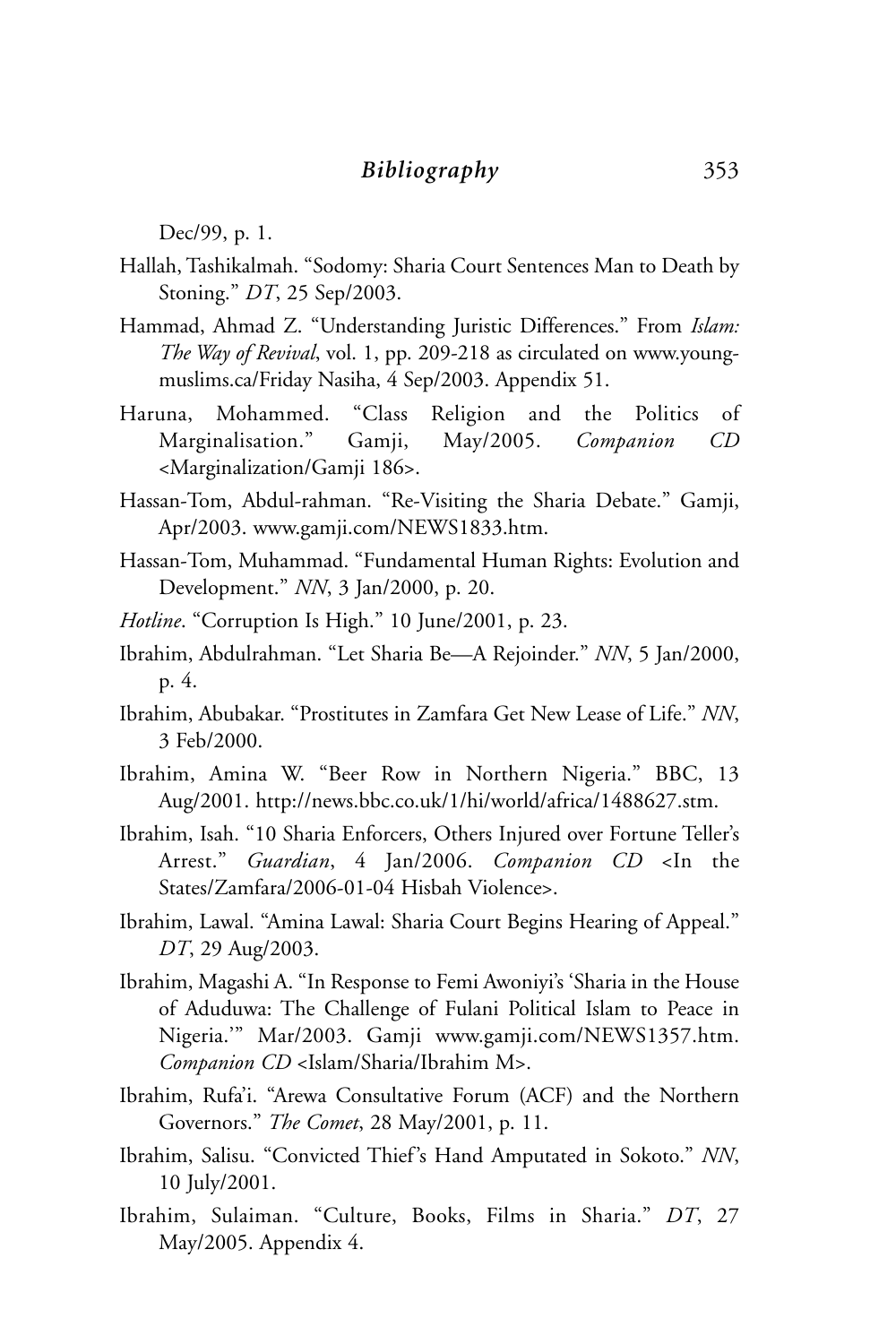Dec/99, p. 1.

Hallah, Tashikalmah. "Sodomy: Sharia Court Sentences Man to Death by Stoning." *DT*, 25 Sep/2003.

Hammad, Ahmad Z. "Understanding Juristic Differences." From *Islam: The Way of Revival*, vol. 1, pp. 209-218 as circulated on www.young-muslims.ca/Friday Nasiha, 4 Sep/2003. Appendix 51.

Haruna, Mohammed. "Class Religion and the Politics of Marginalisation." Gamji, May/2005. *Companion CD* <Marginalization/Gamji 186>.

Hassan-Tom, Abdul-rahman. "Re-Visiting the Sharia Debate." Gamji, Apr/2003. www.gamji.com/NEWS1833.htm.

Hassan-Tom, Muhammad. "Fundamental Human Rights: Evolution and Development." *NN*, 3 Jan/2000, p. 20.

*Hotline*. "Corruption Is High." 10 June/2001, p. 23.

Ibrahim, Abdulrahman. "Let Sharia Be—A Rejoinder." *NN*, 5 Jan/2000, p. 4.

Ibrahim, Abubakar. "Prostitutes in Zamfara Get New Lease of Life." *NN*, 3 Feb/2000.

Ibrahim, Amina W. "Beer Row in Northern Nigeria." BBC, 13 Aug/2001. http://news.bbc.co.uk/1/hi/world/africa/1488627.stm.

Ibrahim, Isah. "10 Sharia Enforcers, Others Injured over Fortune Teller's Arrest." *Guardian*, 4 Jan/2006. *Companion CD* <In the States/Zamfara/2006-01-04 Hisbah Violence>.

Ibrahim, Lawal. "Amina Lawal: Sharia Court Begins Hearing of Appeal." *DT*, 29 Aug/2003.

Ibrahim, Magashi A. "In Response to Femi Awoniyi's 'Sharia in the House of Aduduwa: The Challenge of Fulani Political Islam to Peace in Nigeria.'" Mar/2003. Gamji www.gamji.com/NEWS1357.htm. *Companion CD* <Islam/Sharia/Ibrahim M>.

Ibrahim, Rufa'i. "Arewa Consultative Forum (ACF) and the Northern Governors." *The Comet*, 28 May/2001, p. 11.

Ibrahim, Salisu. "Convicted Thief's Hand Amputated in Sokoto." *NN*, 10 July/2001.

Ibrahim, Sulaiman. "Culture, Books, Films in Sharia." *DT*, 27 May/2005. Appendix 4.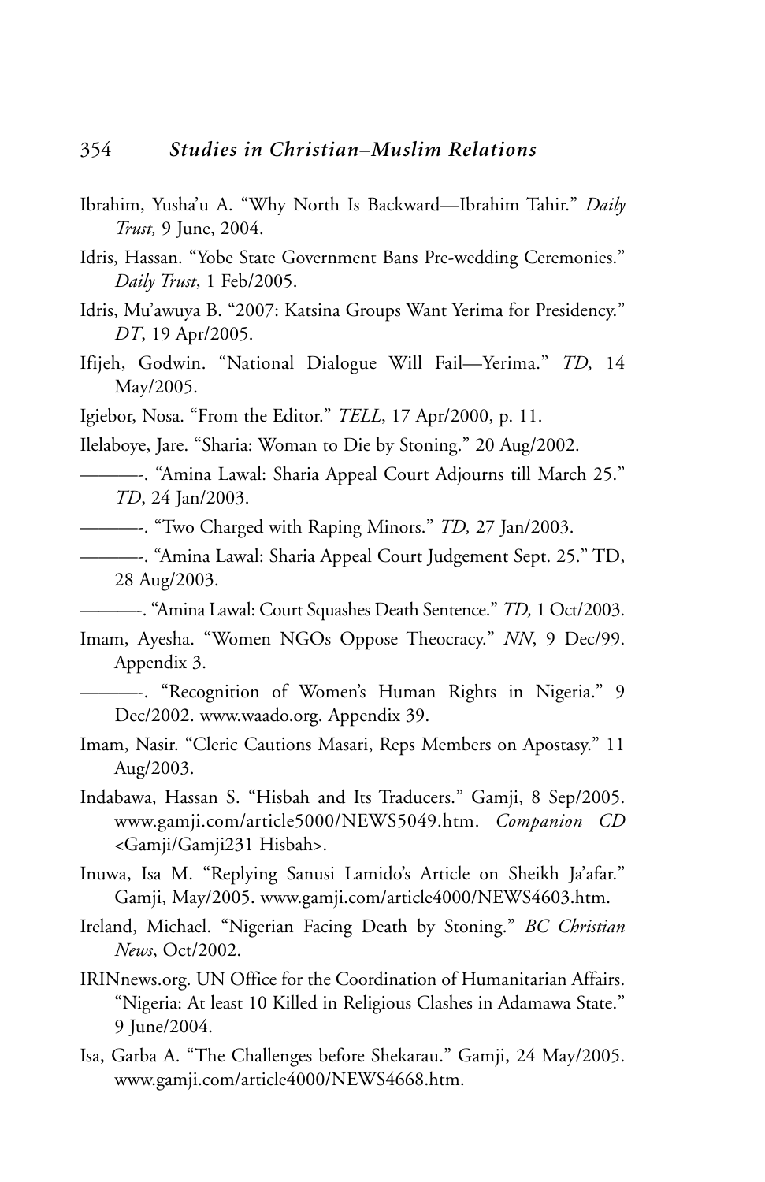Ibrahim, Yusha'u A. "Why North Is Backward—Ibrahim Tahir." *Daily Trust,* 9 June, 2004.

Idris, Hassan. "Yobe State Government Bans Pre-wedding Ceremonies." *Daily Trust*, 1 Feb/2005.

Idris, Mu'awuya B. "2007: Katsina Groups Want Yerima for Presidency." *DT*, 19 Apr/2005.

Ifijeh, Godwin. "National Dialogue Will Fail—Yerima." *TD,* 14 May/2005.

Igiebor, Nosa. "From the Editor." *TELL*, 17 Apr/2000, p. 11.

Ilelaboye, Jare. "Sharia: Woman to Die by Stoning." 20 Aug/2002.

———-. "Amina Lawal: Sharia Appeal Court Adjourns till March 25." *TD*, 24 Jan/2003.

———-. "Two Charged with Raping Minors." *TD,* 27 Jan/2003.

———-. "Amina Lawal: Sharia Appeal Court Judgement Sept. 25." TD, 28 Aug/2003.

———-. "Amina Lawal: Court Squashes Death Sentence." *TD,* 1 Oct/2003.

Imam, Ayesha. "Women NGOs Oppose Theocracy." *NN*, 9 Dec/99. Appendix 3.

———-. "Recognition of Women's Human Rights in Nigeria." 9 Dec/2002. www.waado.org. Appendix 39.

Imam, Nasir. "Cleric Cautions Masari, Reps Members on Apostasy." 11 Aug/2003.

Indabawa, Hassan S. "Hisbah and Its Traducers." Gamji, 8 Sep/2005. www.gamji.com/article5000/NEWS5049.htm. *Companion CD* <Gamji/Gamji231 Hisbah>.

Inuwa, Isa M. "Replying Sanusi Lamido's Article on Sheikh Ja'afar." Gamji, May/2005. www.gamji.com/article4000/NEWS4603.htm.

Ireland, Michael. "Nigerian Facing Death by Stoning." *BC Christian News*, Oct/2002.

IRINnews.org. UN Office for the Coordination of Humanitarian Affairs. "Nigeria: At least 10 Killed in Religious Clashes in Adamawa State." 9 June/2004.

Isa, Garba A. "The Challenges before Shekarau." Gamji, 24 May/2005. www.gamji.com/article4000/NEWS4668.htm.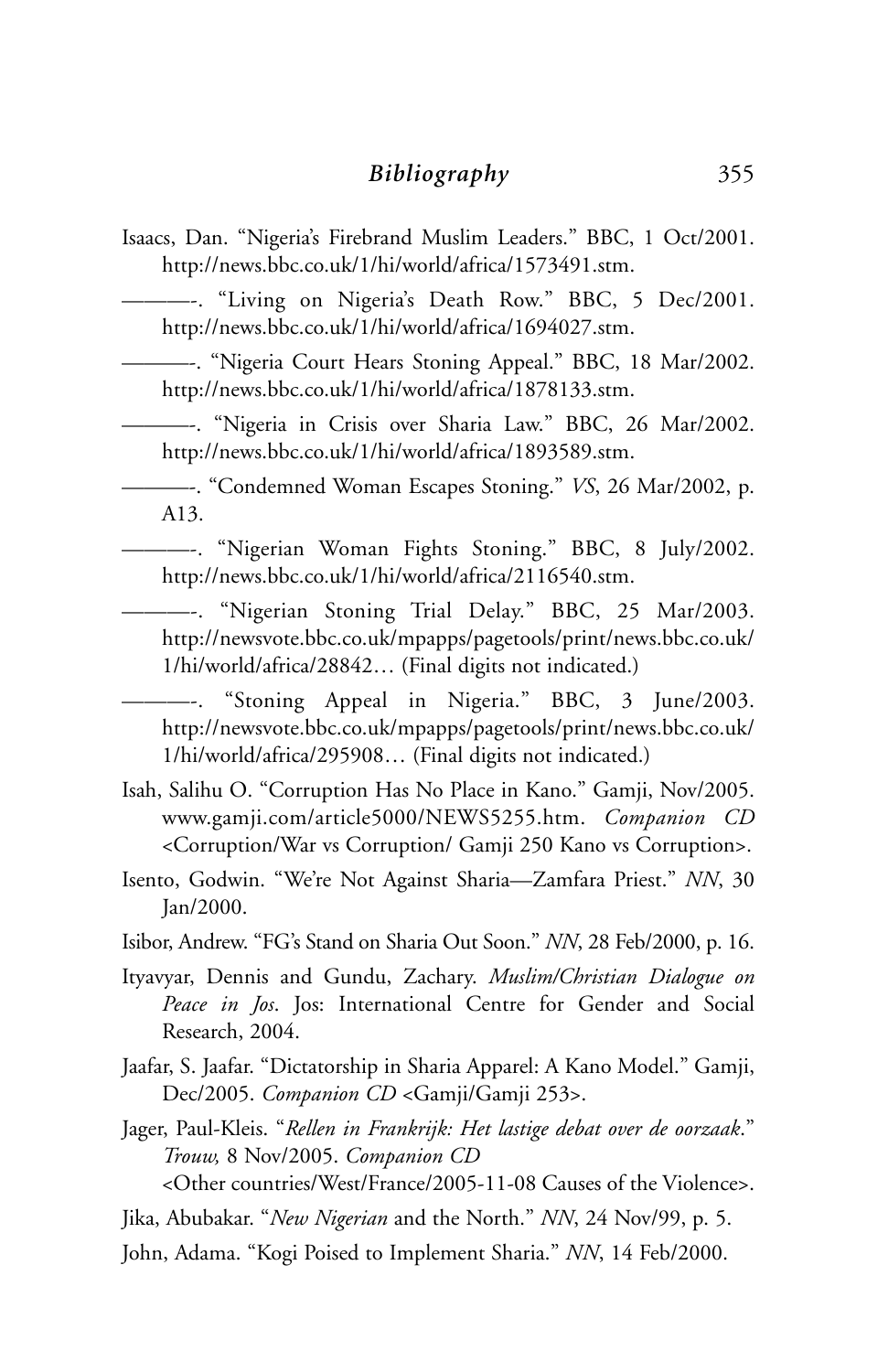Isaacs, Dan. "Nigeria's Firebrand Muslim Leaders." BBC, 1 Oct/2001. http://news.bbc.co.uk/1/hi/world/africa/1573491.stm.

———-. "Living on Nigeria's Death Row." BBC, 5 Dec/2001. http://news.bbc.co.uk/1/hi/world/africa/1694027.stm.

———-. "Nigeria Court Hears Stoning Appeal." BBC, 18 Mar/2002. http://news.bbc.co.uk/1/hi/world/africa/1878133.stm.

———-. "Nigeria in Crisis over Sharia Law." BBC, 26 Mar/2002. http://news.bbc.co.uk/1/hi/world/africa/1893589.stm.

———-. "Condemned Woman Escapes Stoning." *VS*, 26 Mar/2002, p. A13.

———-. "Nigerian Woman Fights Stoning." BBC, 8 July/2002. http://news.bbc.co.uk/1/hi/world/africa/2116540.stm.

———-. "Nigerian Stoning Trial Delay." BBC, 25 Mar/2003. http://newsvote.bbc.co.uk/mpapps/pagetools/print/news.bbc.co.uk/1/hi/world/africa/28842… (Final digits not indicated.)

———-. "Stoning Appeal in Nigeria." BBC, 3 June/2003. http://newsvote.bbc.co.uk/mpapps/pagetools/print/news.bbc.co.uk/1/hi/world/africa/295908… (Final digits not indicated.)

Isah, Salihu O. "Corruption Has No Place in Kano." Gamji, Nov/2005. www.gamji.com/article5000/NEWS5255.htm. *Companion CD* <Corruption/War vs Corruption/ Gamji 250 Kano vs Corruption>.

Isento, Godwin. "We're Not Against Sharia—Zamfara Priest." *NN*, 30 Jan/2000.

Isibor, Andrew. "FG's Stand on Sharia Out Soon." *NN*, 28 Feb/2000, p. 16.

Ityavyar, Dennis and Gundu, Zachary. *Muslim/Christian Dialogue on Peace in Jos*. Jos: International Centre for Gender and Social Research, 2004.

Jaafar, S. Jaafar. "Dictatorship in Sharia Apparel: A Kano Model." Gamji, Dec/2005. *Companion CD* <Gamji/Gamji 253>.

Jager, Paul-Kleis. "*Rellen in Frankrijk: Het lastige debat over de oorzaak*." *Trouw,* 8 Nov/2005. *Companion CD* <Other countries/West/France/2005-11-08 Causes of the Violence>.

Jika, Abubakar. "*New Nigerian* and the North." *NN*, 24 Nov/99, p. 5.

John, Adama. "Kogi Poised to Implement Sharia." *NN*, 14 Feb/2000.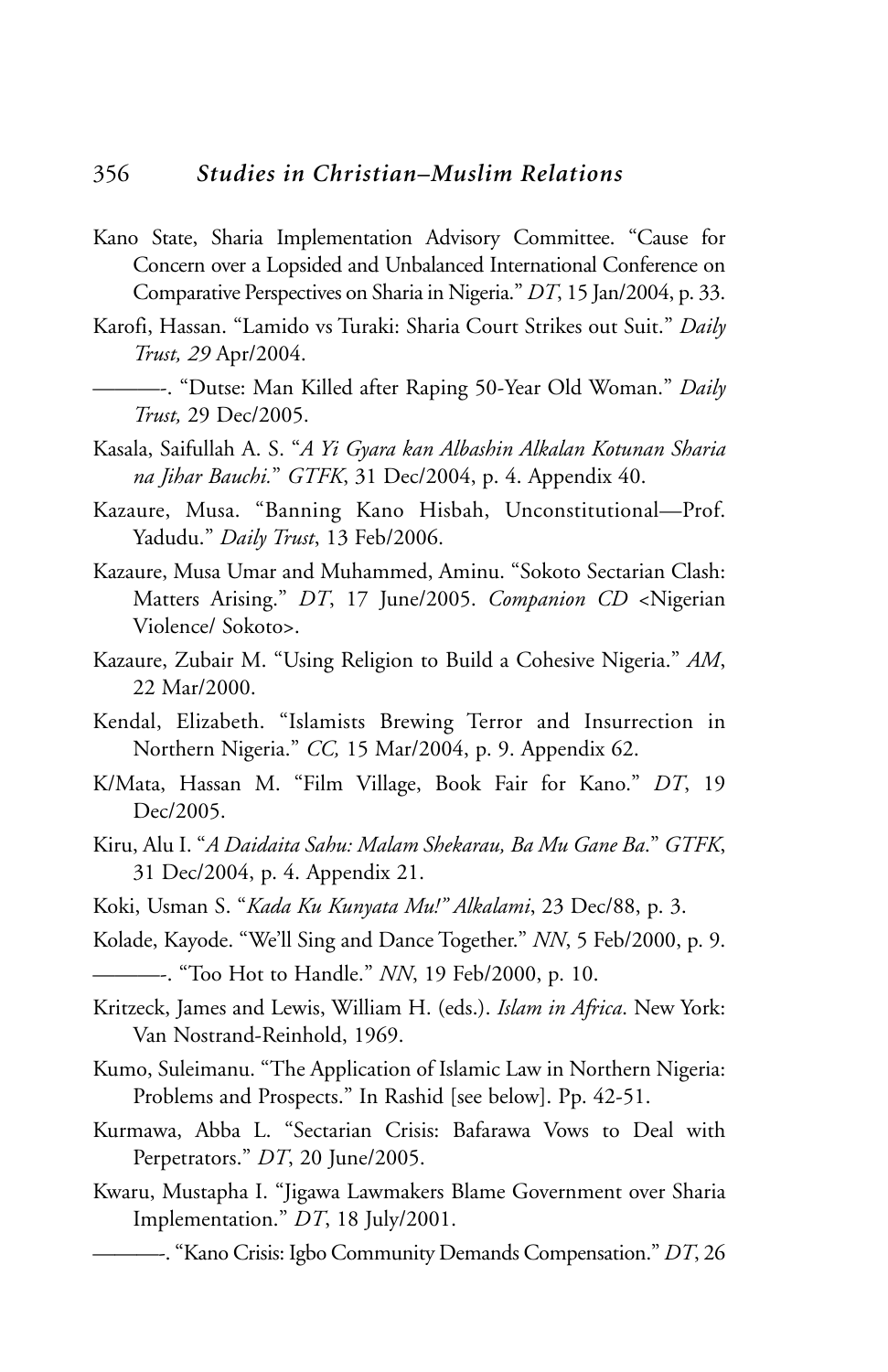Kano State, Sharia Implementation Advisory Committee. "Cause for Concern over a Lopsided and Unbalanced International Conference on Comparative Perspectives on Sharia in Nigeria." *DT*, 15 Jan/2004, p. 33.

Karofi, Hassan. "Lamido vs Turaki: Sharia Court Strikes out Suit." *Daily Trust, 29* Apr/2004.

———-. "Dutse: Man Killed after Raping 50-Year Old Woman." *Daily Trust,* 29 Dec/2005.

Kasala, Saifullah A. S. "*A Yi Gyara kan Albashin Alkalan Kotunan Sharia na Jihar Bauchi.*" *GTFK*, 31 Dec/2004, p. 4. Appendix 40.

Kazaure, Musa. "Banning Kano Hisbah, Unconstitutional—Prof. Yadudu." *Daily Trust*, 13 Feb/2006.

Kazaure, Musa Umar and Muhammed, Aminu. "Sokoto Sectarian Clash: Matters Arising." *DT*, 17 June/2005. *Companion CD* <Nigerian Violence/ Sokoto>.

Kazaure, Zubair M. "Using Religion to Build a Cohesive Nigeria." *AM*, 22 Mar/2000.

Kendal, Elizabeth. "Islamists Brewing Terror and Insurrection in Northern Nigeria." *CC,* 15 Mar/2004, p. 9. Appendix 62.

K/Mata, Hassan M. "Film Village, Book Fair for Kano." *DT*, 19 Dec/2005.

Kiru, Alu I. "*A Daidaita Sahu: Malam Shekarau, Ba Mu Gane Ba*." *GTFK*, 31 Dec/2004, p. 4. Appendix 21.

Koki, Usman S. "*Kada Ku Kunyata Mu!" Alkalami*, 23 Dec/88, p. 3.

Kolade, Kayode. "We'll Sing and Dance Together." *NN*, 5 Feb/2000, p. 9.

———-. "Too Hot to Handle." *NN*, 19 Feb/2000, p. 10.

Kritzeck, James and Lewis, William H. (eds.). *Islam in Africa*. New York: Van Nostrand-Reinhold, 1969.

Kumo, Suleimanu. "The Application of Islamic Law in Northern Nigeria: Problems and Prospects." In Rashid [see below]. Pp. 42-51.

Kurmawa, Abba L. "Sectarian Crisis: Bafarawa Vows to Deal with Perpetrators." *DT*, 20 June/2005.

Kwaru, Mustapha I. "Jigawa Lawmakers Blame Government over Sharia Implementation." *DT*, 18 July/2001.

———-. "Kano Crisis: Igbo Community Demands Compensation." *DT*, 26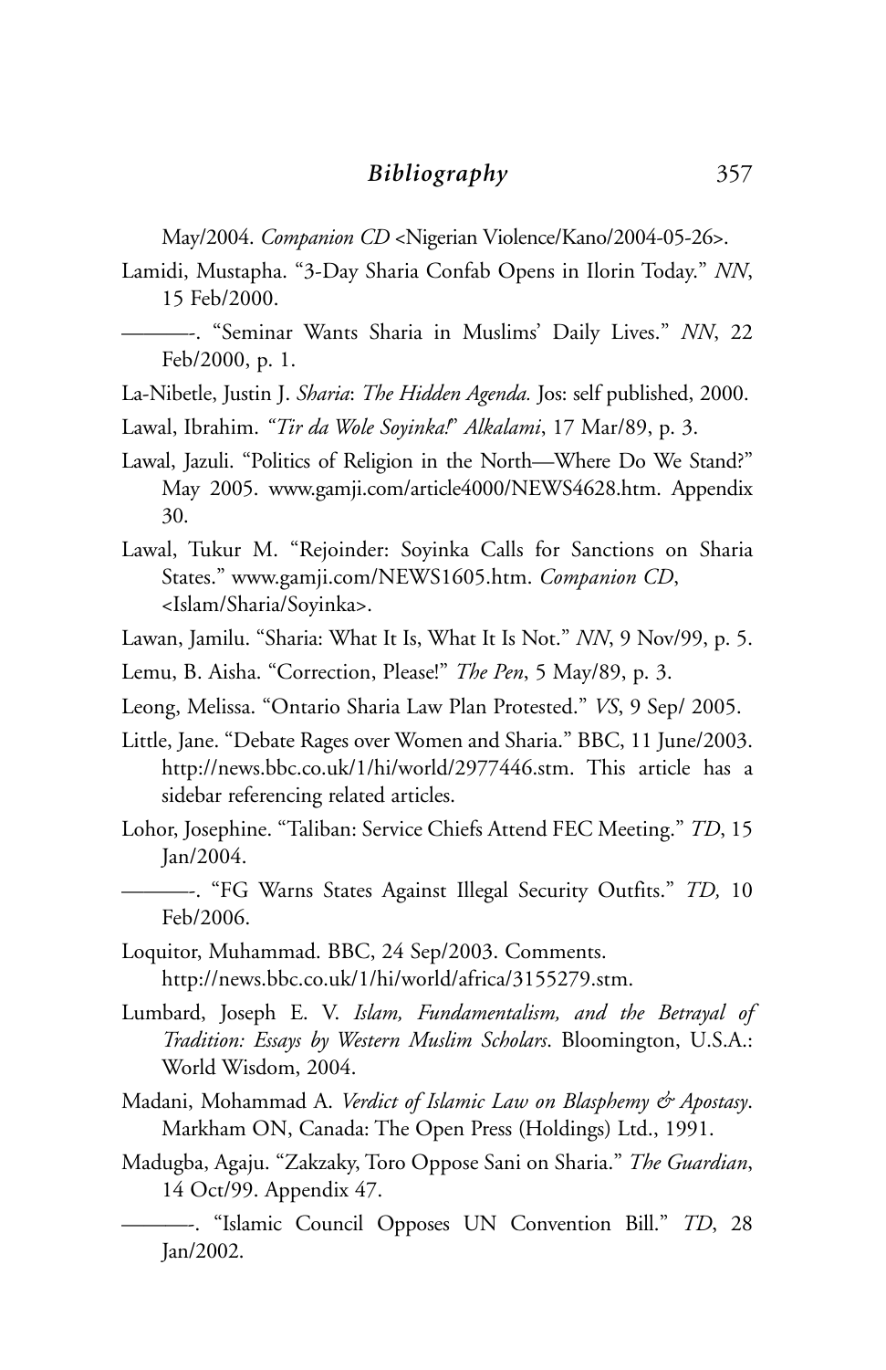May/2004. *Companion CD* <Nigerian Violence/Kano/2004-05-26>.

Lamidi, Mustapha. "3-Day Sharia Confab Opens in Ilorin Today." *NN*, 15 Feb/2000.

———-. "Seminar Wants Sharia in Muslims' Daily Lives." *NN*, 22 Feb/2000, p. 1.

La-Nibetle, Justin J. *Sharia*: *The Hidden Agenda.* Jos: self published, 2000.

Lawal, Ibrahim. *"Tir da Wole Soyinka!" Alkalami*, 17 Mar/89, p. 3.

Lawal, Jazuli. "Politics of Religion in the North—Where Do We Stand?" May 2005. www.gamji.com/article4000/NEWS4628.htm. Appendix 30.

Lawal, Tukur M. "Rejoinder: Soyinka Calls for Sanctions on Sharia States." www.gamji.com/NEWS1605.htm. *Companion CD*, <Islam/Sharia/Soyinka>.

Lawan, Jamilu. "Sharia: What It Is, What It Is Not." *NN*, 9 Nov/99, p. 5.

Lemu, B. Aisha. "Correction, Please!" *The Pen*, 5 May/89, p. 3.

Leong, Melissa. "Ontario Sharia Law Plan Protested." *VS*, 9 Sep/ 2005.

Little, Jane. "Debate Rages over Women and Sharia." BBC, 11 June/2003. http://news.bbc.co.uk/1/hi/world/2977446.stm. This article has a sidebar referencing related articles.

Lohor, Josephine. "Taliban: Service Chiefs Attend FEC Meeting." *TD*, 15 Jan/2004.

———-. "FG Warns States Against Illegal Security Outfits." *TD,* 10 Feb/2006.

Loquitor, Muhammad. BBC, 24 Sep/2003. Comments. http://news.bbc.co.uk/1/hi/world/africa/3155279.stm.

Lumbard, Joseph E. V. *Islam, Fundamentalism, and the Betrayal of Tradition: Essays by Western Muslim Scholars*. Bloomington, U.S.A.: World Wisdom, 2004.

Madani, Mohammad A. *Verdict of Islamic Law on Blasphemy & Apostasy*. Markham ON, Canada: The Open Press (Holdings) Ltd., 1991.

Madugba, Agaju. "Zakzaky, Toro Oppose Sani on Sharia." *The Guardian*, 14 Oct/99. Appendix 47.

———-. "Islamic Council Opposes UN Convention Bill." *TD*, 28 Jan/2002.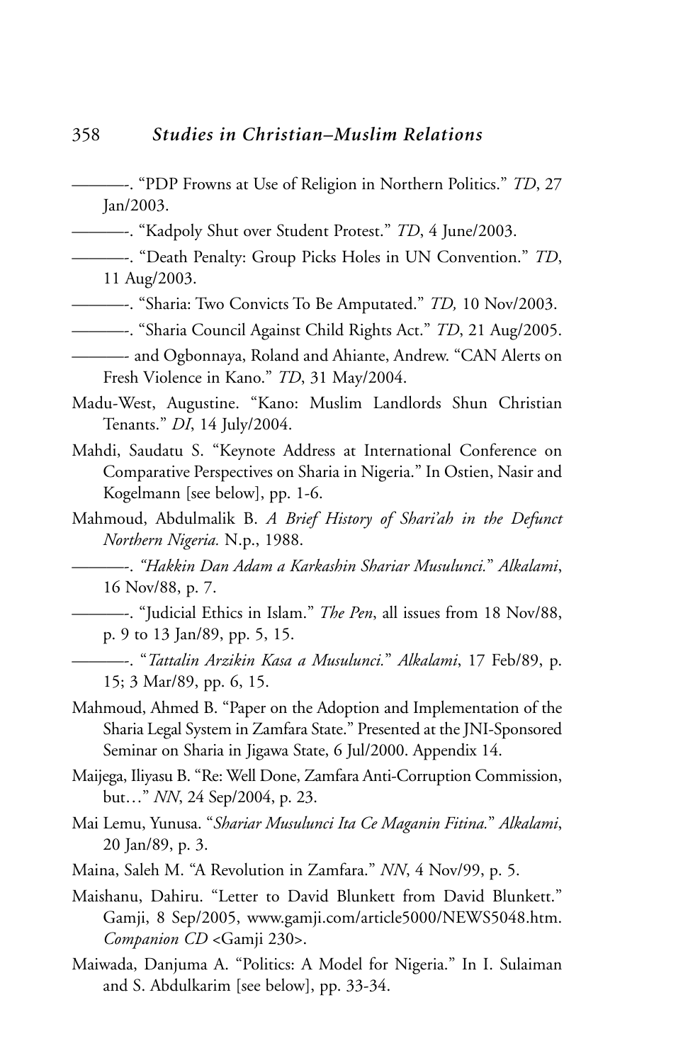———-. "PDP Frowns at Use of Religion in Northern Politics." *TD*, 27 Jan/2003.

———-. "Kadpoly Shut over Student Protest." *TD*, 4 June/2003.

———-. "Death Penalty: Group Picks Holes in UN Convention." *TD*, 11 Aug/2003.

———-. "Sharia: Two Convicts To Be Amputated." *TD,* 10 Nov/2003.

———-. "Sharia Council Against Child Rights Act." *TD*, 21 Aug/2005.

———- and Ogbonnaya, Roland and Ahiante, Andrew. "CAN Alerts on Fresh Violence in Kano." *TD*, 31 May/2004.

Madu-West, Augustine. "Kano: Muslim Landlords Shun Christian Tenants." *DI*, 14 July/2004.

Mahdi, Saudatu S. "Keynote Address at International Conference on Comparative Perspectives on Sharia in Nigeria." In Ostien, Nasir and Kogelmann [see below], pp. 1-6.

Mahmoud, Abdulmalik B. *A Brief History of Shari'ah in the Defunct Northern Nigeria.* N.p., 1988.

———-. *"Hakkin Dan Adam a Karkashin Shariar Musulunci."* *Alkalami*, 16 Nov/88, p. 7.

———-. "Judicial Ethics in Islam." *The Pen*, all issues from 18 Nov/88, p. 9 to 13 Jan/89, pp. 5, 15.

———-. "*Tattalin Arzikin Kasa a Musulunci.*" *Alkalami*, 17 Feb/89, p. 15; 3 Mar/89, pp. 6, 15.

Mahmoud, Ahmed B. "Paper on the Adoption and Implementation of the Sharia Legal System in Zamfara State." Presented at the JNI-Sponsored Seminar on Sharia in Jigawa State, 6 Jul/2000. Appendix 14.

Maijega, Iliyasu B. "Re: Well Done, Zamfara Anti-Corruption Commission, but…" *NN*, 24 Sep/2004, p. 23.

Mai Lemu, Yunusa. "*Shariar Musulunci Ita Ce Maganin Fitina.*" *Alkalami*, 20 Jan/89, p. 3.

Maina, Saleh M. "A Revolution in Zamfara." *NN*, 4 Nov/99, p. 5.

Maishanu, Dahiru. "Letter to David Blunkett from David Blunkett." Gamji, 8 Sep/2005, www.gamji.com/article5000/NEWS5048.htm. *Companion CD* <Gamji 230>.

Maiwada, Danjuma A. "Politics: A Model for Nigeria." In I. Sulaiman and S. Abdulkarim [see below], pp. 33-34.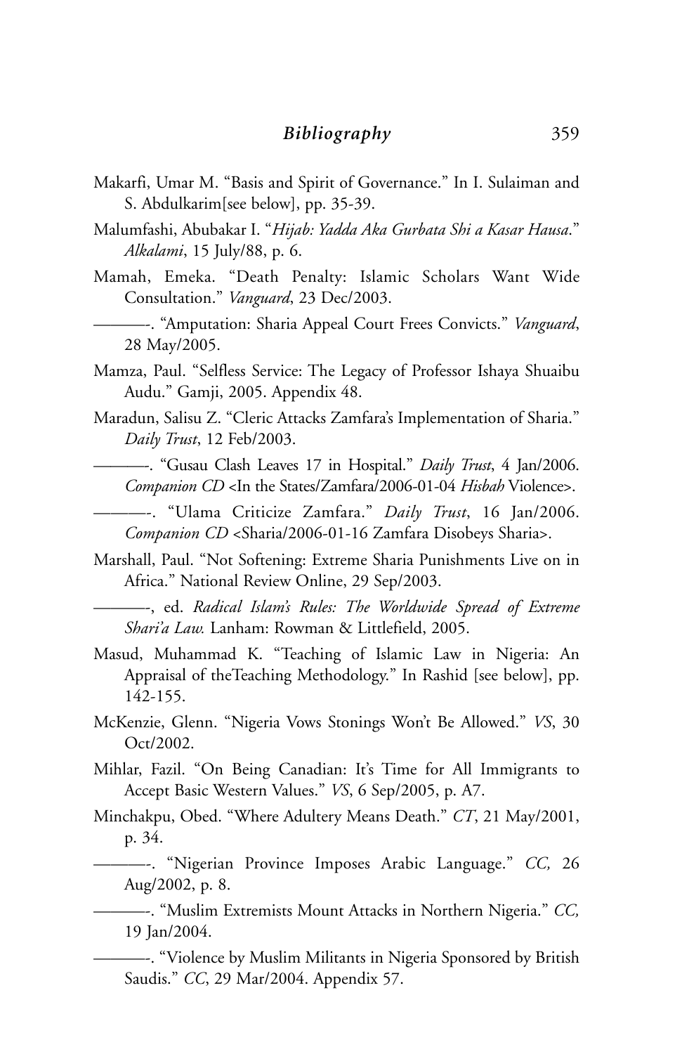Makarfi, Umar M. "Basis and Spirit of Governance." In I. Sulaiman and S. Abdulkarim[see below], pp. 35-39.

Malumfashi, Abubakar I. "*Hijab: Yadda Aka Gurbata Shi a Kasar Hausa*." *Alkalami*, 15 July/88, p. 6.

Mamah, Emeka. "Death Penalty: Islamic Scholars Want Wide Consultation." *Vanguard*, 23 Dec/2003.

———-. "Amputation: Sharia Appeal Court Frees Convicts." *Vanguard*, 28 May/2005.

Mamza, Paul. "Selfless Service: The Legacy of Professor Ishaya Shuaibu Audu." Gamji, 2005. Appendix 48.

Maradun, Salisu Z. "Cleric Attacks Zamfara's Implementation of Sharia." *Daily Trust*, 12 Feb/2003.

———-. "Gusau Clash Leaves 17 in Hospital." *Daily Trust*, 4 Jan/2006. *Companion CD* <In the States/Zamfara/2006-01-04 *Hisbah* Violence>.

———-. "Ulama Criticize Zamfara." *Daily Trust*, 16 Jan/2006. *Companion CD* <Sharia/2006-01-16 Zamfara Disobeys Sharia>.

Marshall, Paul. "Not Softening: Extreme Sharia Punishments Live on in Africa." National Review Online, 29 Sep/2003.

———-, ed. *Radical Islam's Rules: The Worldwide Spread of Extreme Shari'a Law.* Lanham: Rowman & Littlefield, 2005.

Masud, Muhammad K. "Teaching of Islamic Law in Nigeria: An Appraisal of theTeaching Methodology." In Rashid [see below], pp. 142-155.

McKenzie, Glenn. "Nigeria Vows Stonings Won't Be Allowed." *VS*, 30 Oct/2002.

Mihlar, Fazil. "On Being Canadian: It's Time for All Immigrants to Accept Basic Western Values." *VS*, 6 Sep/2005, p. A7.

Minchakpu, Obed. "Where Adultery Means Death." *CT*, 21 May/2001, p. 34.

———-. "Nigerian Province Imposes Arabic Language." *CC,* 26 Aug/2002, p. 8.

———-. "Muslim Extremists Mount Attacks in Northern Nigeria." *CC,* 19 Jan/2004.

———-. "Violence by Muslim Militants in Nigeria Sponsored by British Saudis." *CC*, 29 Mar/2004. Appendix 57.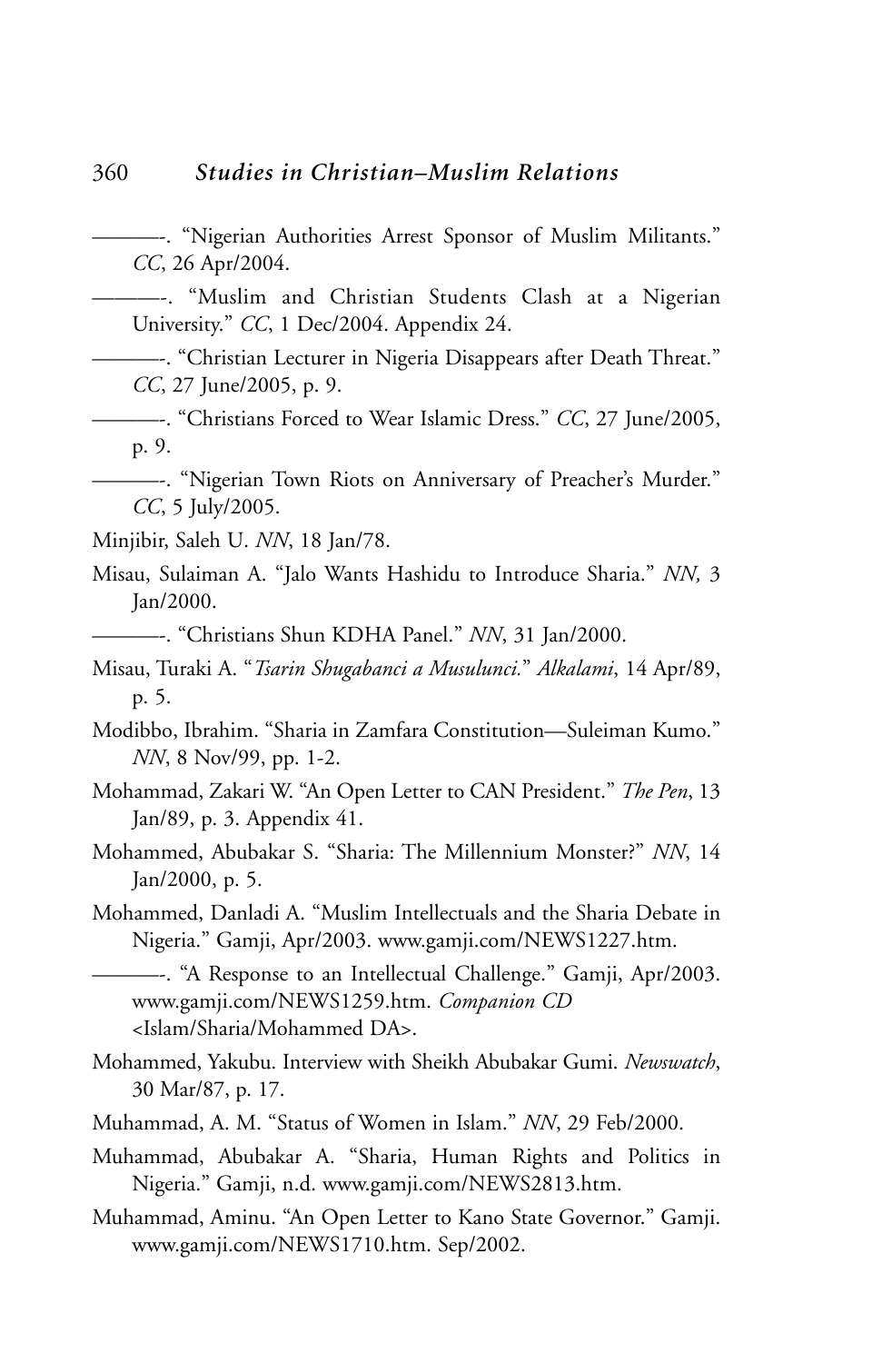———-. "Nigerian Authorities Arrest Sponsor of Muslim Militants." *CC*, 26 Apr/2004.

———-. "Muslim and Christian Students Clash at a Nigerian University." *CC*, 1 Dec/2004. Appendix 24.

———-. "Christian Lecturer in Nigeria Disappears after Death Threat." *CC*, 27 June/2005, p. 9.

———-. "Christians Forced to Wear Islamic Dress." *CC*, 27 June/2005, p. 9.

———-. "Nigerian Town Riots on Anniversary of Preacher's Murder." *CC*, 5 July/2005.

Minjibir, Saleh U. *NN*, 18 Jan/78.

Misau, Sulaiman A. "Jalo Wants Hashidu to Introduce Sharia." *NN,* 3 Jan/2000.

———-. "Christians Shun KDHA Panel." *NN*, 31 Jan/2000.

Misau, Turaki A. "*Tsarin Shugabanci a Musulunci.*" *Alkalami*, 14 Apr/89, p. 5.

Modibbo, Ibrahim. "Sharia in Zamfara Constitution—Suleiman Kumo." *NN*, 8 Nov/99, pp. 1-2.

Mohammad, Zakari W. "An Open Letter to CAN President." *The Pen*, 13 Jan/89, p. 3. Appendix 41.

Mohammed, Abubakar S. "Sharia: The Millennium Monster?" *NN*, 14 Jan/2000, p. 5.

Mohammed, Danladi A. "Muslim Intellectuals and the Sharia Debate in Nigeria." Gamji, Apr/2003. www.gamji.com/NEWS1227.htm.

———-. "A Response to an Intellectual Challenge." Gamji, Apr/2003. www.gamji.com/NEWS1259.htm. *Companion CD* <Islam/Sharia/Mohammed DA>.

Mohammed, Yakubu. Interview with Sheikh Abubakar Gumi. *Newswatch*, 30 Mar/87, p. 17.

Muhammad, A. M. "Status of Women in Islam." *NN*, 29 Feb/2000.

Muhammad, Abubakar A. "Sharia, Human Rights and Politics in Nigeria." Gamji, n.d. www.gamji.com/NEWS2813.htm.

Muhammad, Aminu. "An Open Letter to Kano State Governor." Gamji. www.gamji.com/NEWS1710.htm. Sep/2002.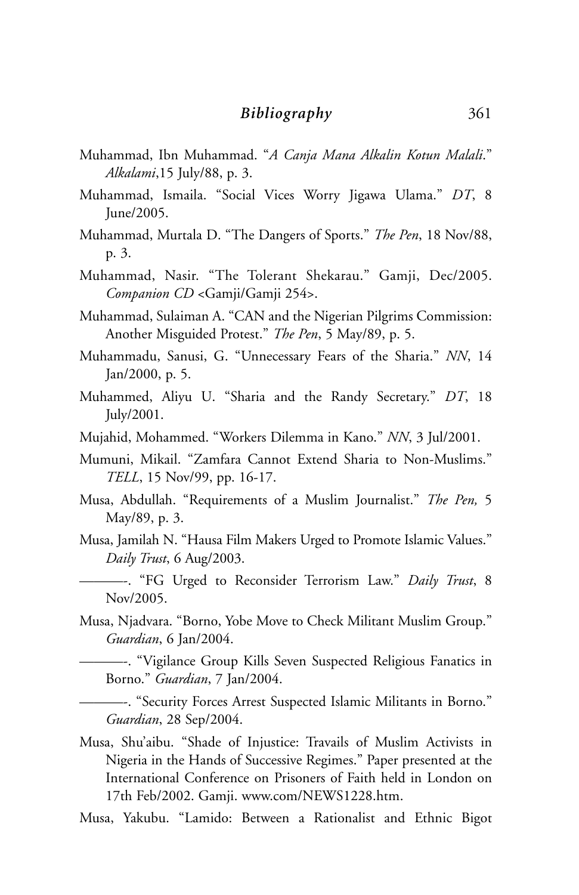Muhammad, Ibn Muhammad. "*A Canja Mana Alkalin Kotun Malali*." *Alkalami*,15 July/88, p. 3.

Muhammad, Ismaila. "Social Vices Worry Jigawa Ulama." *DT*, 8 June/2005.

Muhammad, Murtala D. "The Dangers of Sports." *The Pen*, 18 Nov/88, p. 3.

Muhammad, Nasir. "The Tolerant Shekarau." Gamji, Dec/2005. *Companion CD* <Gamji/Gamji 254>.

Muhammad, Sulaiman A. "CAN and the Nigerian Pilgrims Commission: Another Misguided Protest." *The Pen*, 5 May/89, p. 5.

Muhammadu, Sanusi, G. "Unnecessary Fears of the Sharia." *NN*, 14 Jan/2000, p. 5.

Muhammed, Aliyu U. "Sharia and the Randy Secretary." *DT*, 18 July/2001.

Mujahid, Mohammed. "Workers Dilemma in Kano." *NN*, 3 Jul/2001.

Mumuni, Mikail. "Zamfara Cannot Extend Sharia to Non-Muslims." *TELL*, 15 Nov/99, pp. 16-17.

Musa, Abdullah. "Requirements of a Muslim Journalist." *The Pen,* 5 May/89, p. 3.

Musa, Jamilah N. "Hausa Film Makers Urged to Promote Islamic Values." *Daily Trust*, 6 Aug/2003.

———-. "FG Urged to Reconsider Terrorism Law." *Daily Trust*, 8 Nov/2005.

Musa, Njadvara. "Borno, Yobe Move to Check Militant Muslim Group." *Guardian*, 6 Jan/2004.

———-. "Vigilance Group Kills Seven Suspected Religious Fanatics in Borno." *Guardian*, 7 Jan/2004.

———-. "Security Forces Arrest Suspected Islamic Militants in Borno." *Guardian*, 28 Sep/2004.

Musa, Shu'aibu. "Shade of Injustice: Travails of Muslim Activists in Nigeria in the Hands of Successive Regimes." Paper presented at the International Conference on Prisoners of Faith held in London on 17th Feb/2002. Gamji. www.com/NEWS1228.htm.

Musa, Yakubu. "Lamido: Between a Rationalist and Ethnic Bigot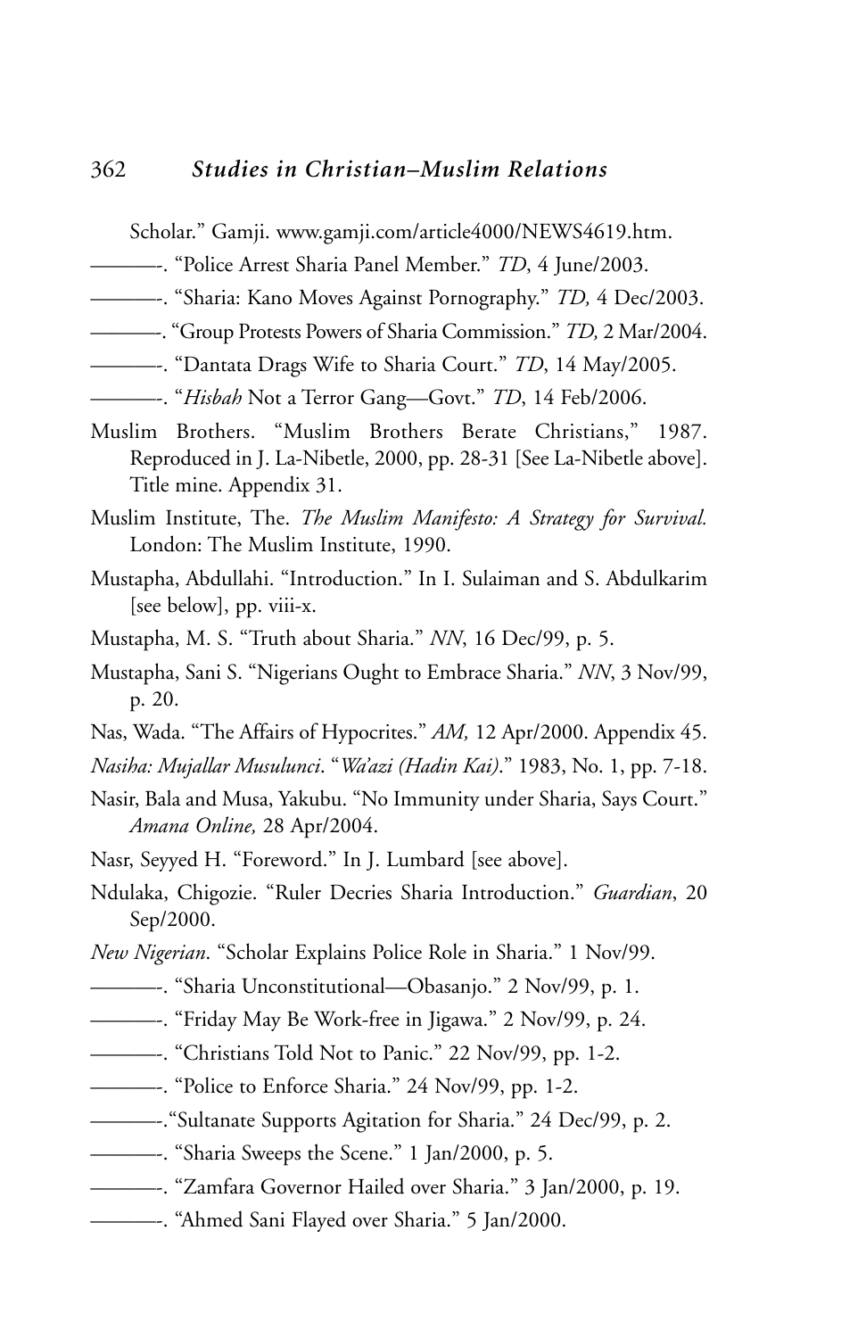Scholar." Gamji. www.gamji.com/article4000/NEWS4619.htm.

———-. "Police Arrest Sharia Panel Member." *TD*, 4 June/2003.

———-. "Sharia: Kano Moves Against Pornography." *TD,* 4 Dec/2003.

———-. "Group Protests Powers of Sharia Commission." *TD,* 2 Mar/2004.

———-. "Dantata Drags Wife to Sharia Court." *TD*, 14 May/2005.

———-. "*Hisbah* Not a Terror Gang—Govt." *TD*, 14 Feb/2006.

Muslim Brothers. "Muslim Brothers Berate Christians," 1987. Reproduced in J. La-Nibetle, 2000, pp. 28-31 [See La-Nibetle above]. Title mine. Appendix 31.

Muslim Institute, The. *The Muslim Manifesto: A Strategy for Survival.* London: The Muslim Institute, 1990.

Mustapha, Abdullahi. "Introduction." In I. Sulaiman and S. Abdulkarim [see below], pp. viii-x.

Mustapha, M. S. "Truth about Sharia." *NN*, 16 Dec/99, p. 5.

Mustapha, Sani S. "Nigerians Ought to Embrace Sharia." *NN*, 3 Nov/99, p. 20.

Nas, Wada. "The Affairs of Hypocrites." *AM,* 12 Apr/2000. Appendix 45.

*Nasiha: Mujallar Musulunci*. "*Wa'azi (Hadin Kai)*." 1983, No. 1, pp. 7-18.

Nasir, Bala and Musa, Yakubu. "No Immunity under Sharia, Says Court." *Amana Online,* 28 Apr/2004.

Nasr, Seyyed H. "Foreword." In J. Lumbard [see above].

Ndulaka, Chigozie. "Ruler Decries Sharia Introduction." *Guardian*, 20 Sep/2000.

*New Nigerian*. "Scholar Explains Police Role in Sharia." 1 Nov/99.

———-. "Sharia Unconstitutional—Obasanjo." 2 Nov/99, p. 1.

———-. "Friday May Be Work-free in Jigawa." 2 Nov/99, p. 24.

———-. "Christians Told Not to Panic." 22 Nov/99, pp. 1-2.

———-. "Police to Enforce Sharia." 24 Nov/99, pp. 1-2.

———-."Sultanate Supports Agitation for Sharia." 24 Dec/99, p. 2.

———-. "Sharia Sweeps the Scene." 1 Jan/2000, p. 5.

———-. "Zamfara Governor Hailed over Sharia." 3 Jan/2000, p. 19.

———-. "Ahmed Sani Flayed over Sharia." 5 Jan/2000.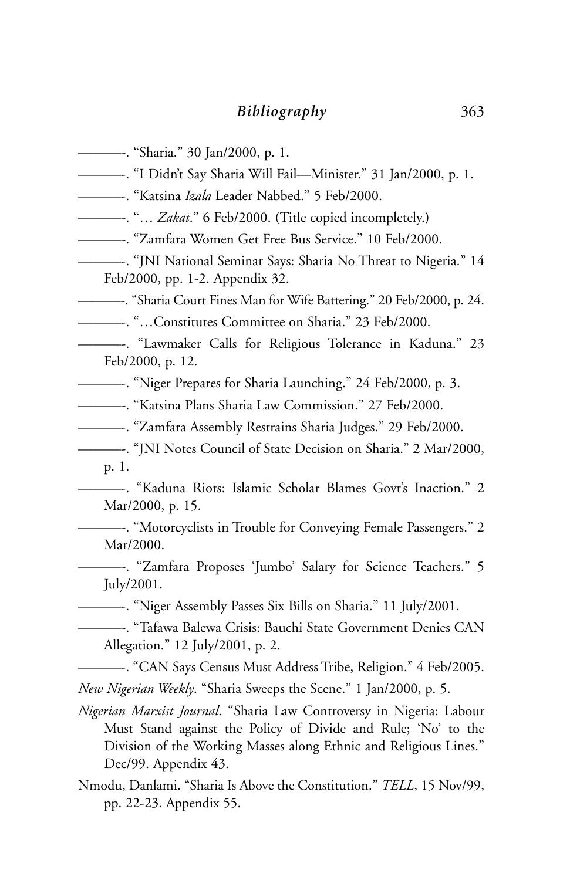———-. "Sharia." 30 Jan/2000, p. 1.

———-. "I Didn't Say Sharia Will Fail—Minister." 31 Jan/2000, p. 1.

———-. "Katsina *Izala* Leader Nabbed." 5 Feb/2000.

———-. "… *Zakat*." 6 Feb/2000. (Title copied incompletely.)

———-. "Zamfara Women Get Free Bus Service." 10 Feb/2000.

———-. "JNI National Seminar Says: Sharia No Threat to Nigeria." 14 Feb/2000, pp. 1-2. Appendix 32.

———-. "Sharia Court Fines Man for Wife Battering." 20 Feb/2000, p. 24.

———-. "…Constitutes Committee on Sharia." 23 Feb/2000.

———-. "Lawmaker Calls for Religious Tolerance in Kaduna." 23 Feb/2000, p. 12.

———-. "Niger Prepares for Sharia Launching." 24 Feb/2000, p. 3.

———-. "Katsina Plans Sharia Law Commission." 27 Feb/2000.

———-. "Zamfara Assembly Restrains Sharia Judges." 29 Feb/2000.

———-. "JNI Notes Council of State Decision on Sharia." 2 Mar/2000, p. 1.

———-. "Kaduna Riots: Islamic Scholar Blames Govt's Inaction." 2 Mar/2000, p. 15.

———-. "Motorcyclists in Trouble for Conveying Female Passengers." 2 Mar/2000.

———-. "Zamfara Proposes 'Jumbo' Salary for Science Teachers." 5 July/2001.

———-. "Niger Assembly Passes Six Bills on Sharia." 11 July/2001.

———-. "Tafawa Balewa Crisis: Bauchi State Government Denies CAN Allegation." 12 July/2001, p. 2.

———-. "CAN Says Census Must Address Tribe, Religion." 4 Feb/2005.

*New Nigerian Weekly*. "Sharia Sweeps the Scene." 1 Jan/2000, p. 5.

*Nigerian Marxist Journal*. "Sharia Law Controversy in Nigeria: Labour Must Stand against the Policy of Divide and Rule; 'No' to the Division of the Working Masses along Ethnic and Religious Lines." Dec/99. Appendix 43.

Nmodu, Danlami. "Sharia Is Above the Constitution." *TELL*, 15 Nov/99, pp. 22-23. Appendix 55.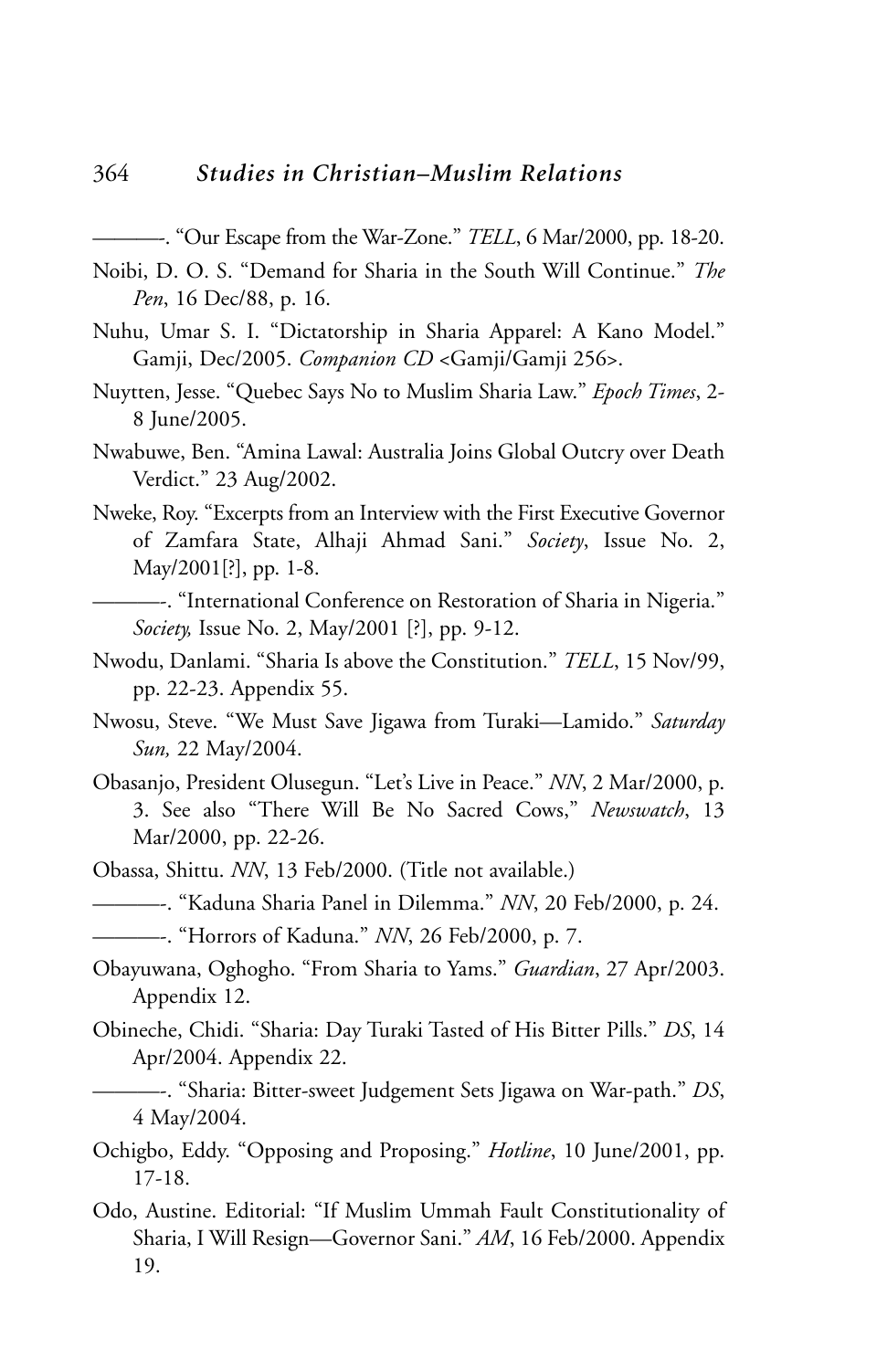———-. "Our Escape from the War-Zone." *TELL*, 6 Mar/2000, pp. 18-20.

Noibi, D. O. S. "Demand for Sharia in the South Will Continue." *The Pen*, 16 Dec/88, p. 16.

Nuhu, Umar S. I. "Dictatorship in Sharia Apparel: A Kano Model." Gamji, Dec/2005. *Companion CD* <Gamji/Gamji 256>.

Nuytten, Jesse. "Quebec Says No to Muslim Sharia Law." *Epoch Times*, 2-8 June/2005.

Nwabuwe, Ben. "Amina Lawal: Australia Joins Global Outcry over Death Verdict." 23 Aug/2002.

Nweke, Roy. "Excerpts from an Interview with the First Executive Governor of Zamfara State, Alhaji Ahmad Sani." *Society*, Issue No. 2, May/2001[?], pp. 1-8.

———-. "International Conference on Restoration of Sharia in Nigeria." *Society,* Issue No. 2, May/2001 [?], pp. 9-12.

Nwodu, Danlami. "Sharia Is above the Constitution." *TELL*, 15 Nov/99, pp. 22-23. Appendix 55.

Nwosu, Steve. "We Must Save Jigawa from Turaki—Lamido." *Saturday Sun,* 22 May/2004.

Obasanjo, President Olusegun. "Let's Live in Peace." *NN*, 2 Mar/2000, p. 3. See also "There Will Be No Sacred Cows," *Newswatch*, 13 Mar/2000, pp. 22-26.

Obassa, Shittu. *NN*, 13 Feb/2000. (Title not available.)

———-. "Kaduna Sharia Panel in Dilemma." *NN*, 20 Feb/2000, p. 24.

———-. "Horrors of Kaduna." *NN*, 26 Feb/2000, p. 7.

Obayuwana, Oghogho. "From Sharia to Yams." *Guardian*, 27 Apr/2003. Appendix 12.

Obineche, Chidi. "Sharia: Day Turaki Tasted of His Bitter Pills." *DS*, 14 Apr/2004. Appendix 22.

———-. "Sharia: Bitter-sweet Judgement Sets Jigawa on War-path." *DS*, 4 May/2004.

Ochigbo, Eddy. "Opposing and Proposing." *Hotline*, 10 June/2001, pp. 17-18.

Odo, Austine. Editorial: "If Muslim Ummah Fault Constitutionality of Sharia, I Will Resign—Governor Sani." *AM*, 16 Feb/2000. Appendix 19.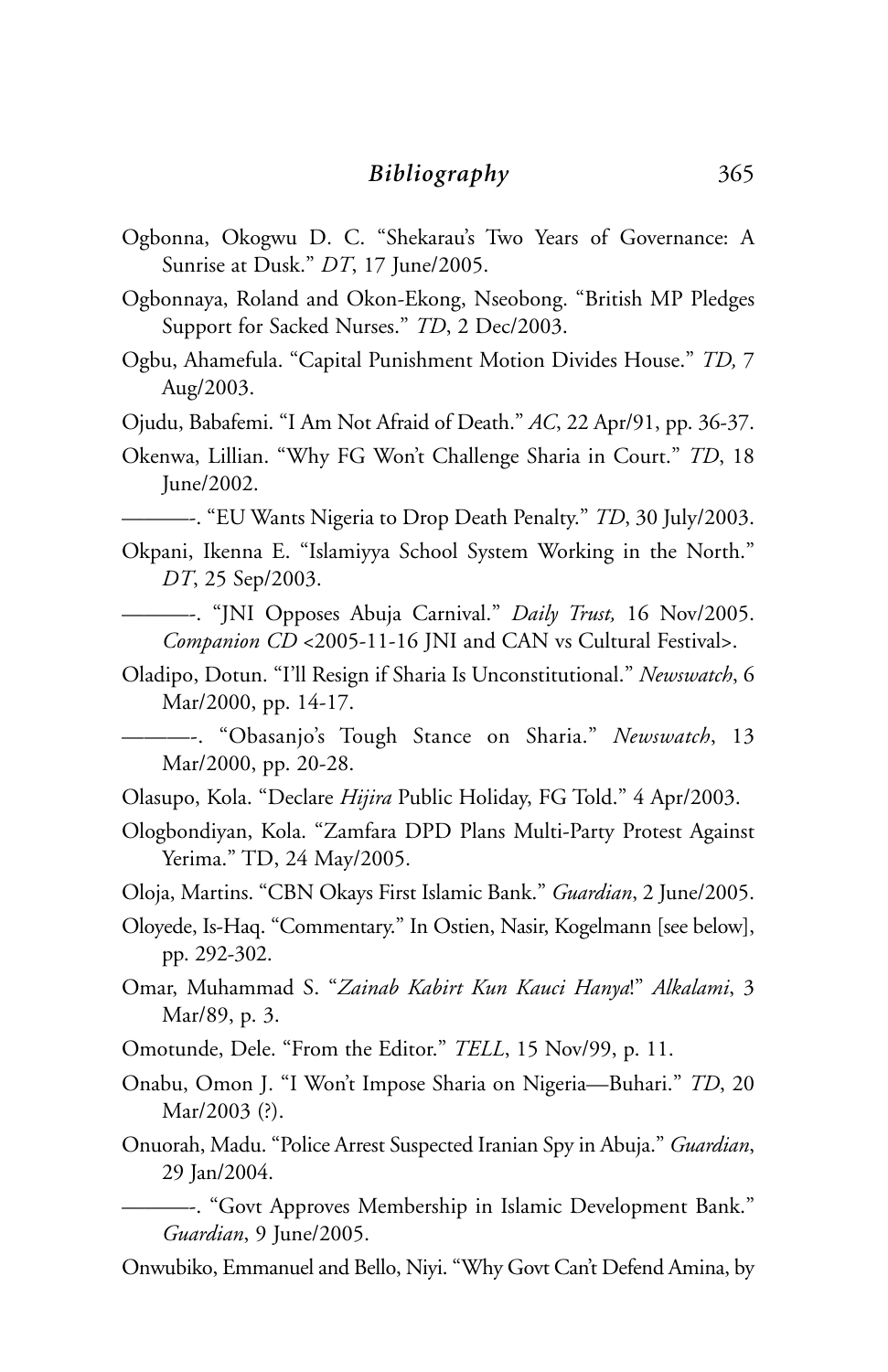Ogbonna, Okogwu D. C. "Shekarau's Two Years of Governance: A Sunrise at Dusk." *DT*, 17 June/2005.

Ogbonnaya, Roland and Okon-Ekong, Nseobong. "British MP Pledges Support for Sacked Nurses." *TD*, 2 Dec/2003.

Ogbu, Ahamefula. "Capital Punishment Motion Divides House." *TD,* 7 Aug/2003.

Ojudu, Babafemi. "I Am Not Afraid of Death." *AC*, 22 Apr/91, pp. 36-37.

Okenwa, Lillian. "Why FG Won't Challenge Sharia in Court." *TD*, 18 June/2002.

———-. "EU Wants Nigeria to Drop Death Penalty." *TD*, 30 July/2003.

Okpani, Ikenna E. "Islamiyya School System Working in the North." *DT*, 25 Sep/2003.

———-. "JNI Opposes Abuja Carnival." *Daily Trust,* 16 Nov/2005. *Companion CD* <2005-11-16 JNI and CAN vs Cultural Festival>.

Oladipo, Dotun. "I'll Resign if Sharia Is Unconstitutional." *Newswatch*, 6 Mar/2000, pp. 14-17.

———-. "Obasanjo's Tough Stance on Sharia." *Newswatch*, 13 Mar/2000, pp. 20-28.

Olasupo, Kola. "Declare *Hijira* Public Holiday, FG Told." 4 Apr/2003.

Ologbondiyan, Kola. "Zamfara DPD Plans Multi-Party Protest Against Yerima." TD, 24 May/2005.

Oloja, Martins. "CBN Okays First Islamic Bank." *Guardian*, 2 June/2005.

Oloyede, Is-Haq. "Commentary." In Ostien, Nasir, Kogelmann [see below], pp. 292-302.

Omar, Muhammad S. "*Zainab Kabirt Kun Kauci Hanya*!" *Alkalami*, 3 Mar/89, p. 3.

Omotunde, Dele. "From the Editor." *TELL*, 15 Nov/99, p. 11.

Onabu, Omon J. "I Won't Impose Sharia on Nigeria—Buhari." *TD*, 20 Mar/2003 (?).

Onuorah, Madu. "Police Arrest Suspected Iranian Spy in Abuja." *Guardian*, 29 Jan/2004.

———-. "Govt Approves Membership in Islamic Development Bank." *Guardian*, 9 June/2005.

Onwubiko, Emmanuel and Bello, Niyi. "Why Govt Can't Defend Amina, by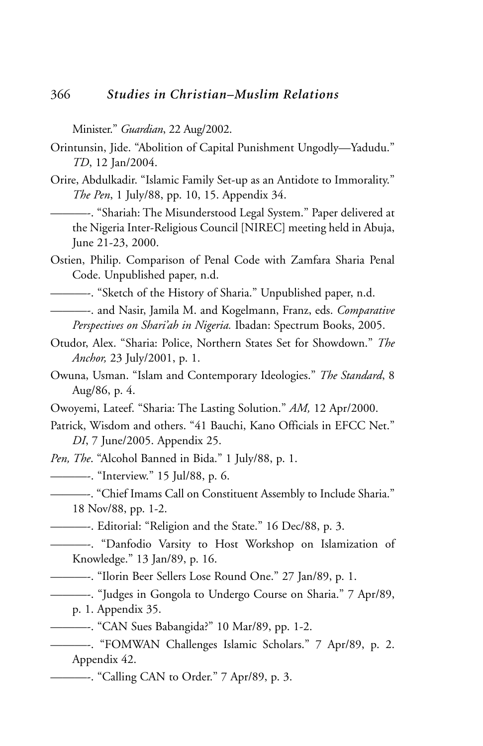Minister." *Guardian*, 22 Aug/2002.

Orintunsin, Jide. "Abolition of Capital Punishment Ungodly—Yadudu." *TD*, 12 Jan/2004.

Orire, Abdulkadir. "Islamic Family Set-up as an Antidote to Immorality." *The Pen*, 1 July/88, pp. 10, 15. Appendix 34.

———-. "Shariah: The Misunderstood Legal System." Paper delivered at the Nigeria Inter-Religious Council [NIREC] meeting held in Abuja, June 21-23, 2000.

Ostien, Philip. Comparison of Penal Code with Zamfara Sharia Penal Code. Unpublished paper, n.d.

———-. "Sketch of the History of Sharia." Unpublished paper, n.d.

———-. and Nasir, Jamila M. and Kogelmann, Franz, eds. *Comparative Perspectives on Shari'ah in Nigeria.* Ibadan: Spectrum Books, 2005.

Otudor, Alex. "Sharia: Police, Northern States Set for Showdown." *The Anchor,* 23 July/2001, p. 1.

Owuna, Usman. "Islam and Contemporary Ideologies." *The Standard*, 8 Aug/86, p. 4.

Owoyemi, Lateef. "Sharia: The Lasting Solution." *AM,* 12 Apr/2000.

Patrick, Wisdom and others. "41 Bauchi, Kano Officials in EFCC Net." *DI*, 7 June/2005. Appendix 25.

*Pen, The*. "Alcohol Banned in Bida." 1 July/88, p. 1.

———-. "Interview." 15 Jul/88, p. 6.

———-. "Chief Imams Call on Constituent Assembly to Include Sharia." 18 Nov/88, pp. 1-2.

———-. Editorial: "Religion and the State." 16 Dec/88, p. 3.

———-. "Danfodio Varsity to Host Workshop on Islamization of Knowledge." 13 Jan/89, p. 16.

———-. "Ilorin Beer Sellers Lose Round One." 27 Jan/89, p. 1.

———-. "Judges in Gongola to Undergo Course on Sharia." 7 Apr/89, p. 1. Appendix 35.

———-. "CAN Sues Babangida?" 10 Mar/89, pp. 1-2.

———-. "FOMWAN Challenges Islamic Scholars." 7 Apr/89, p. 2. Appendix 42.

———-. "Calling CAN to Order." 7 Apr/89, p. 3.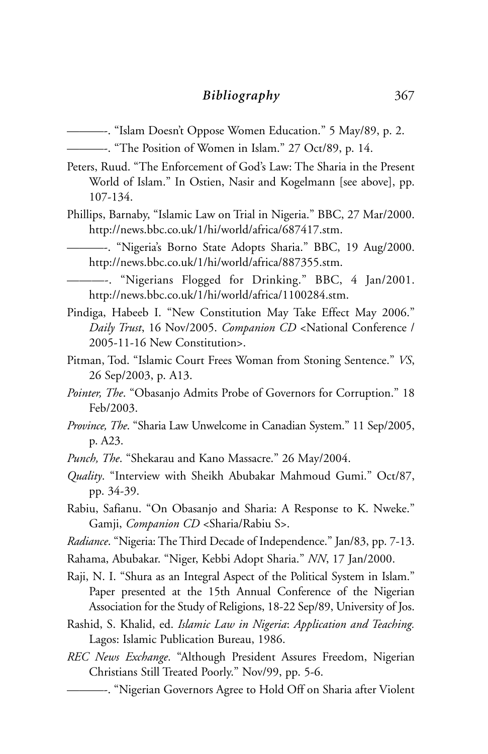———-. "Islam Doesn't Oppose Women Education." 5 May/89, p. 2.

———-. "The Position of Women in Islam." 27 Oct/89, p. 14.

Peters, Ruud. "The Enforcement of God's Law: The Sharia in the Present World of Islam." In Ostien, Nasir and Kogelmann [see above], pp. 107-134.

Phillips, Barnaby, "Islamic Law on Trial in Nigeria." BBC, 27 Mar/2000. http://news.bbc.co.uk/1/hi/world/africa/687417.stm.

———-. "Nigeria's Borno State Adopts Sharia." BBC, 19 Aug/2000. http://news.bbc.co.uk/1/hi/world/africa/887355.stm.

———-. "Nigerians Flogged for Drinking." BBC, 4 Jan/2001. http://news.bbc.co.uk/1/hi/world/africa/1100284.stm.

Pindiga, Habeeb I. "New Constitution May Take Effect May 2006." *Daily Trust*, 16 Nov/2005. *Companion CD* <National Conference / 2005-11-16 New Constitution>.

Pitman, Tod. "Islamic Court Frees Woman from Stoning Sentence." *VS*, 26 Sep/2003, p. A13.

*Pointer, The*. "Obasanjo Admits Probe of Governors for Corruption." 18 Feb/2003.

*Province, The*. "Sharia Law Unwelcome in Canadian System." 11 Sep/2005, p. A23.

*Punch, The*. "Shekarau and Kano Massacre." 26 May/2004.

*Quality*. "Interview with Sheikh Abubakar Mahmoud Gumi." Oct/87, pp. 34-39.

Rabiu, Safianu. "On Obasanjo and Sharia: A Response to K. Nweke." Gamji, *Companion CD* <Sharia/Rabiu S>.

*Radiance*. "Nigeria: The Third Decade of Independence." Jan/83, pp. 7-13.

Rahama, Abubakar. "Niger, Kebbi Adopt Sharia." *NN*, 17 Jan/2000.

Raji, N. I. "Shura as an Integral Aspect of the Political System in Islam." Paper presented at the 15th Annual Conference of the Nigerian Association for the Study of Religions, 18-22 Sep/89, University of Jos.

Rashid, S. Khalid, ed. *Islamic Law in Nigeria*: *Application and Teaching.* Lagos: Islamic Publication Bureau, 1986.

*REC News Exchange*. "Although President Assures Freedom, Nigerian Christians Still Treated Poorly." Nov/99, pp. 5-6.

———-. "Nigerian Governors Agree to Hold Off on Sharia after Violent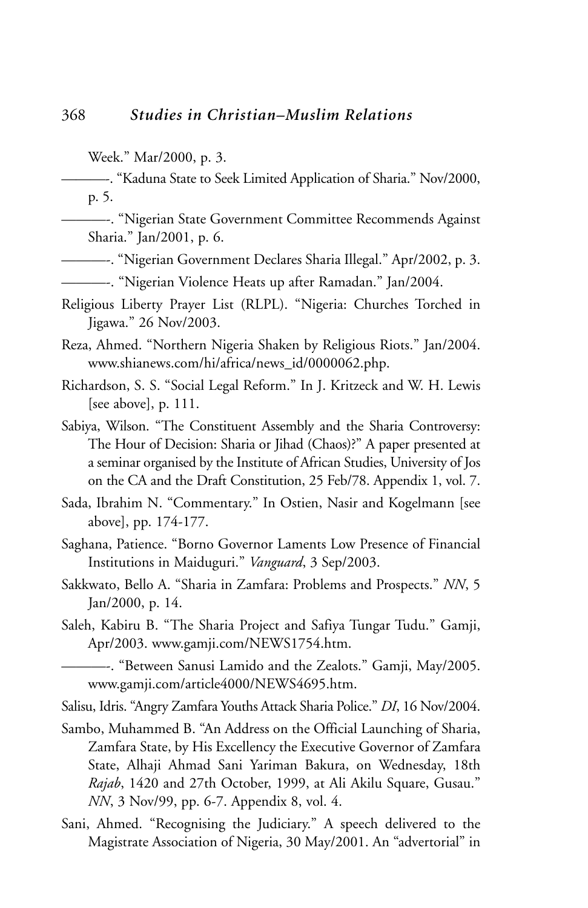Week." Mar/2000, p. 3.

———-. "Kaduna State to Seek Limited Application of Sharia." Nov/2000, p. 5.

———-. "Nigerian State Government Committee Recommends Against Sharia." Jan/2001, p. 6.

———-. "Nigerian Government Declares Sharia Illegal." Apr/2002, p. 3.

———-. "Nigerian Violence Heats up after Ramadan." Jan/2004.

Religious Liberty Prayer List (RLPL). "Nigeria: Churches Torched in Jigawa." 26 Nov/2003.

Reza, Ahmed. "Northern Nigeria Shaken by Religious Riots." Jan/2004. www.shianews.com/hi/africa/news_id/0000062.php.

Richardson, S. S. "Social Legal Reform." In J. Kritzeck and W. H. Lewis [see above], p. 111.

Sabiya, Wilson. "The Constituent Assembly and the Sharia Controversy: The Hour of Decision: Sharia or Jihad (Chaos)?" A paper presented at a seminar organised by the Institute of African Studies, University of Jos on the CA and the Draft Constitution, 25 Feb/78. Appendix 1, vol. 7.

Sada, Ibrahim N. "Commentary." In Ostien, Nasir and Kogelmann [see above], pp. 174-177.

Saghana, Patience. "Borno Governor Laments Low Presence of Financial Institutions in Maiduguri." *Vanguard*, 3 Sep/2003.

Sakkwato, Bello A. "Sharia in Zamfara: Problems and Prospects." *NN*, 5 Jan/2000, p. 14.

Saleh, Kabiru B. "The Sharia Project and Safiya Tungar Tudu." Gamji, Apr/2003. www.gamji.com/NEWS1754.htm.

———-. "Between Sanusi Lamido and the Zealots." Gamji, May/2005. www.gamji.com/article4000/NEWS4695.htm.

Salisu, Idris. "Angry Zamfara Youths Attack Sharia Police." *DI*, 16 Nov/2004.

Sambo, Muhammed B. "An Address on the Official Launching of Sharia, Zamfara State, by His Excellency the Executive Governor of Zamfara State, Alhaji Ahmad Sani Yariman Bakura, on Wednesday, 18th *Rajab*, 1420 and 27th October, 1999, at Ali Akilu Square, Gusau." *NN*, 3 Nov/99, pp. 6-7. Appendix 8, vol. 4.

Sani, Ahmed. "Recognising the Judiciary." A speech delivered to the Magistrate Association of Nigeria, 30 May/2001. An "advertorial" in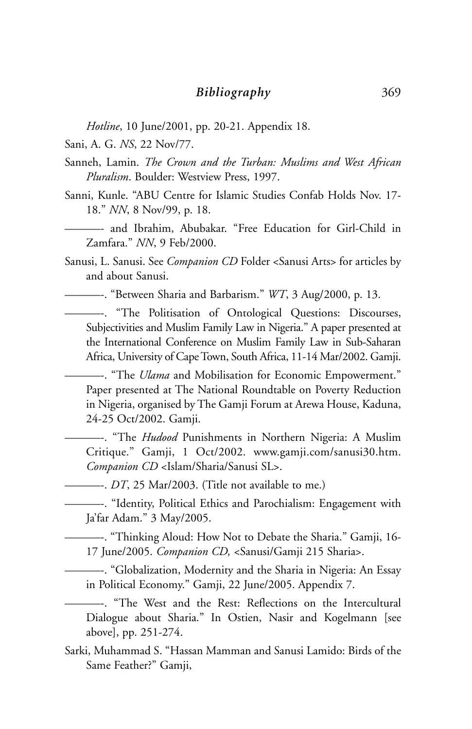*Hotline*, 10 June/2001, pp. 20-21. Appendix 18.

Sani, A. G. *NS*, 22 Nov/77.

Sanneh, Lamin. *The Crown and the Turban: Muslims and West African Pluralism*. Boulder: Westview Press, 1997.

Sanni, Kunle. "ABU Centre for Islamic Studies Confab Holds Nov. 17-18." *NN*, 8 Nov/99, p. 18.

———- and Ibrahim, Abubakar. "Free Education for Girl-Child in Zamfara." *NN*, 9 Feb/2000.

Sanusi, L. Sanusi. See *Companion CD* Folder <Sanusi Arts> for articles by and about Sanusi.

———-. "Between Sharia and Barbarism." *WT*, 3 Aug/2000, p. 13.

———-. "The Politisation of Ontological Questions: Discourses, Subjectivities and Muslim Family Law in Nigeria." A paper presented at the International Conference on Muslim Family Law in Sub-Saharan Africa, University of Cape Town, South Africa, 11-14 Mar/2002. Gamji.

———-. "The *Ulama* and Mobilisation for Economic Empowerment." Paper presented at The National Roundtable on Poverty Reduction in Nigeria, organised by The Gamji Forum at Arewa House, Kaduna, 24-25 Oct/2002. Gamji.

———-. "The *Hudood* Punishments in Northern Nigeria: A Muslim Critique." Gamji, 1 Oct/2002. www.gamji.com/sanusi30.htm. *Companion CD* <Islam/Sharia/Sanusi SL>.

———-. *DT*, 25 Mar/2003. (Title not available to me.)

———-. "Identity, Political Ethics and Parochialism: Engagement with Ja'far Adam." 3 May/2005.

———-. "Thinking Aloud: How Not to Debate the Sharia." Gamji, 16-17 June/2005. *Companion CD,* <Sanusi/Gamji 215 Sharia>.

———-. "Globalization, Modernity and the Sharia in Nigeria: An Essay in Political Economy." Gamji, 22 June/2005. Appendix 7.

———-. "The West and the Rest: Reflections on the Intercultural Dialogue about Sharia." In Ostien, Nasir and Kogelmann [see above], pp. 251-274.

Sarki, Muhammad S. "Hassan Mamman and Sanusi Lamido: Birds of the Same Feather?" Gamji,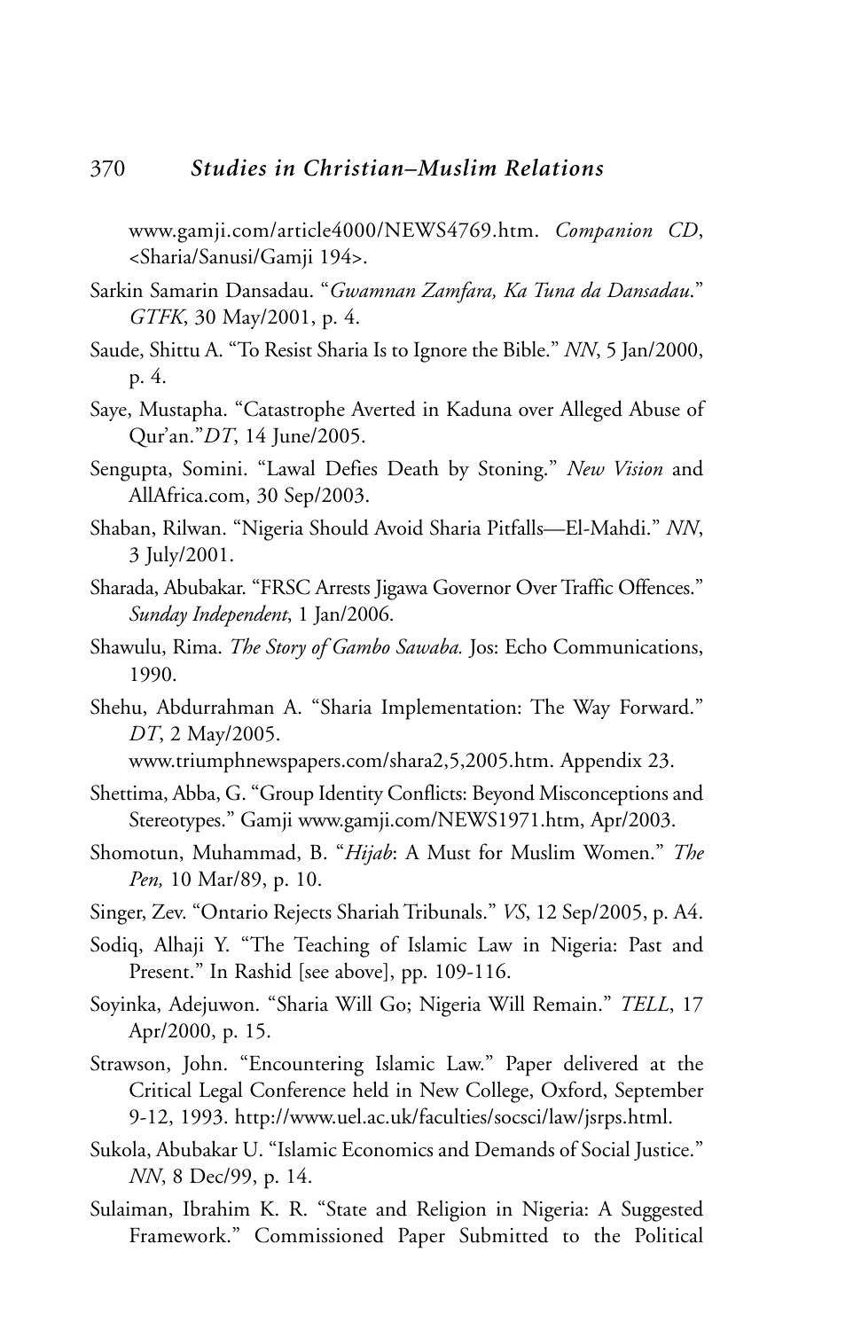www.gamji.com/article4000/NEWS4769.htm. *Companion CD*, <Sharia/Sanusi/Gamji 194>.

Sarkin Samarin Dansadau. "*Gwamnan Zamfara, Ka Tuna da Dansadau*." *GTFK*, 30 May/2001, p. 4.

Saude, Shittu A. "To Resist Sharia Is to Ignore the Bible." *NN*, 5 Jan/2000, p. 4.

Saye, Mustapha. "Catastrophe Averted in Kaduna over Alleged Abuse of Qur'an."*DT*, 14 June/2005.

Sengupta, Somini. "Lawal Defies Death by Stoning." *New Vision* and AllAfrica.com, 30 Sep/2003.

Shaban, Rilwan. "Nigeria Should Avoid Sharia Pitfalls—El-Mahdi." *NN*, 3 July/2001.

Sharada, Abubakar. "FRSC Arrests Jigawa Governor Over Traffic Offences." *Sunday Independent*, 1 Jan/2006.

Shawulu, Rima. *The Story of Gambo Sawaba.* Jos: Echo Communications, 1990.

Shehu, Abdurrahman A. "Sharia Implementation: The Way Forward." *DT*, 2 May/2005.
www.triumphnewspapers.com/shara2,5,2005.htm. Appendix 23.

Shettima, Abba, G. "Group Identity Conflicts: Beyond Misconceptions and Stereotypes." Gamji www.gamji.com/NEWS1971.htm, Apr/2003.

Shomotun, Muhammad, B. "*Hijab*: A Must for Muslim Women." *The Pen,* 10 Mar/89, p. 10.

Singer, Zev. "Ontario Rejects Shariah Tribunals." *VS*, 12 Sep/2005, p. A4.

Sodiq, Alhaji Y. "The Teaching of Islamic Law in Nigeria: Past and Present." In Rashid [see above], pp. 109-116.

Soyinka, Adejuwon. "Sharia Will Go; Nigeria Will Remain." *TELL*, 17 Apr/2000, p. 15.

Strawson, John. "Encountering Islamic Law." Paper delivered at the Critical Legal Conference held in New College, Oxford, September 9-12, 1993. http://www.uel.ac.uk/faculties/socsci/law/jsrps.html.

Sukola, Abubakar U. "Islamic Economics and Demands of Social Justice." *NN*, 8 Dec/99, p. 14.

Sulaiman, Ibrahim K. R. "State and Religion in Nigeria: A Suggested Framework." Commissioned Paper Submitted to the Political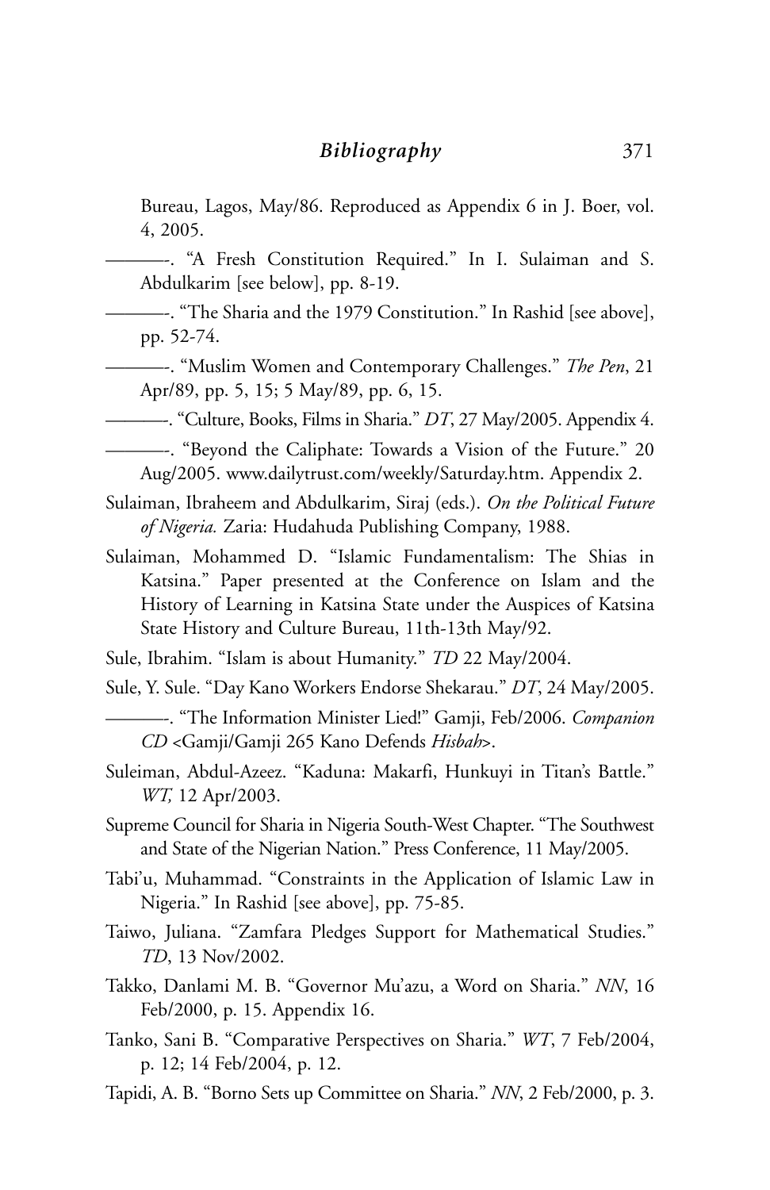Bureau, Lagos, May/86. Reproduced as Appendix 6 in J. Boer, vol. 4, 2005.

———-. “A Fresh Constitution Required.” In I. Sulaiman and S. Abdulkarim [see below], pp. 8-19.

———-. “The Sharia and the 1979 Constitution.” In Rashid [see above], pp. 52-74.

———-. “Muslim Women and Contemporary Challenges.” *The Pen*, 21 Apr/89, pp. 5, 15; 5 May/89, pp. 6, 15.

———-. “Culture, Books, Films in Sharia.” *DT*, 27 May/2005. Appendix 4.

———-. “Beyond the Caliphate: Towards a Vision of the Future.” 20 Aug/2005. www.dailytrust.com/weekly/Saturday.htm. Appendix 2.

Sulaiman, Ibraheem and Abdulkarim, Siraj (eds.). *On the Political Future of Nigeria.* Zaria: Hudahuda Publishing Company, 1988.

Sulaiman, Mohammed D. “Islamic Fundamentalism: The Shias in Katsina.” Paper presented at the Conference on Islam and the History of Learning in Katsina State under the Auspices of Katsina State History and Culture Bureau, 11th-13th May/92.

Sule, Ibrahim. “Islam is about Humanity.” *TD* 22 May/2004.

Sule, Y. Sule. “Day Kano Workers Endorse Shekarau.” *DT*, 24 May/2005.

———-. “The Information Minister Lied!” Gamji, Feb/2006. *Companion CD* <Gamji/Gamji 265 Kano Defends *Hisbah*>.

Suleiman, Abdul-Azeez. “Kaduna: Makarfi, Hunkuyi in Titan’s Battle.” *WT,* 12 Apr/2003.

Supreme Council for Sharia in Nigeria South-West Chapter. “The Southwest and State of the Nigerian Nation.” Press Conference, 11 May/2005.

Tabi’u, Muhammad. “Constraints in the Application of Islamic Law in Nigeria.” In Rashid [see above], pp. 75-85.

Taiwo, Juliana. “Zamfara Pledges Support for Mathematical Studies.” *TD*, 13 Nov/2002.

Takko, Danlami M. B. “Governor Mu’azu, a Word on Sharia.” *NN*, 16 Feb/2000, p. 15. Appendix 16.

Tanko, Sani B. “Comparative Perspectives on Sharia.” *WT*, 7 Feb/2004, p. 12; 14 Feb/2004, p. 12.

Tapidi, A. B. “Borno Sets up Committee on Sharia.” *NN*, 2 Feb/2000, p. 3.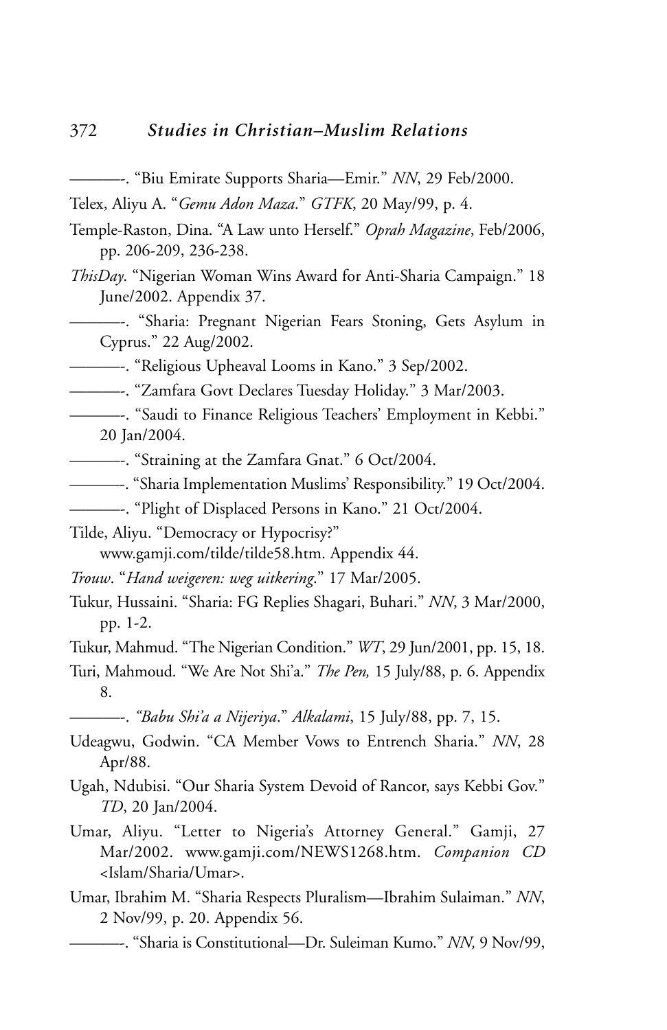———-. "Biu Emirate Supports Sharia—Emir." *NN*, 29 Feb/2000.

Telex, Aliyu A. "*Gemu Adon Maza*." *GTFK*, 20 May/99, p. 4.

Temple-Raston, Dina. "A Law unto Herself." *Oprah Magazine*, Feb/2006, pp. 206-209, 236-238.

*ThisDay*. "Nigerian Woman Wins Award for Anti-Sharia Campaign." 18 June/2002. Appendix 37.

———-. "Sharia: Pregnant Nigerian Fears Stoning, Gets Asylum in Cyprus." 22 Aug/2002.

———-. "Religious Upheaval Looms in Kano." 3 Sep/2002.

———-. "Zamfara Govt Declares Tuesday Holiday." 3 Mar/2003.

———-. "Saudi to Finance Religious Teachers' Employment in Kebbi." 20 Jan/2004.

———-. "Straining at the Zamfara Gnat." 6 Oct/2004.

———-. "Sharia Implementation Muslims' Responsibility." 19 Oct/2004.

———-. "Plight of Displaced Persons in Kano." 21 Oct/2004.

Tilde, Aliyu. "Democracy or Hypocrisy?" www.gamji.com/tilde/tilde58.htm. Appendix 44.

*Trouw*. "*Hand weigeren: weg uitkering*." 17 Mar/2005.

Tukur, Hussaini. "Sharia: FG Replies Shagari, Buhari." *NN*, 3 Mar/2000, pp. 1-2.

Tukur, Mahmud. "The Nigerian Condition." *WT*, 29 Jun/2001, pp. 15, 18.

Turi, Mahmoud. "We Are Not Shi'a." *The Pen,* 15 July/88, p. 6. Appendix 8.

———-. *"Babu Shi'a a Nijeriya*." *Alkalami*, 15 July/88, pp. 7, 15.

Udeagwu, Godwin. "CA Member Vows to Entrench Sharia." *NN*, 28 Apr/88.

Ugah, Ndubisi. "Our Sharia System Devoid of Rancor, says Kebbi Gov." *TD*, 20 Jan/2004.

Umar, Aliyu. "Letter to Nigeria's Attorney General." Gamji, 27 Mar/2002. www.gamji.com/NEWS1268.htm. *Companion CD* <Islam/Sharia/Umar>.

Umar, Ibrahim M. "Sharia Respects Pluralism—Ibrahim Sulaiman." *NN*, 2 Nov/99, p. 20. Appendix 56.

———-. "Sharia is Constitutional—Dr. Suleiman Kumo." *NN,* 9 Nov/99,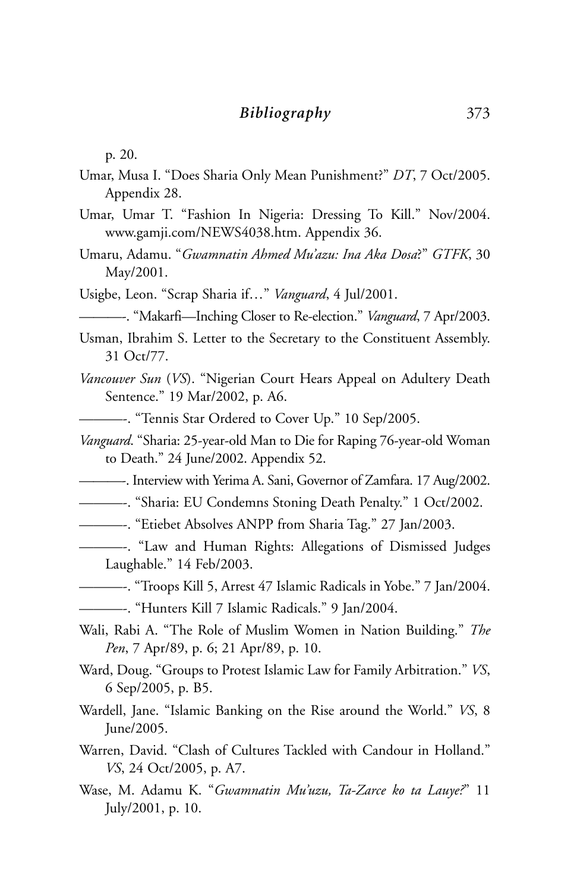p. 20.

Umar, Musa I. "Does Sharia Only Mean Punishment?" *DT*, 7 Oct/2005. Appendix 28.

Umar, Umar T. "Fashion In Nigeria: Dressing To Kill." Nov/2004. www.gamji.com/NEWS4038.htm. Appendix 36.

Umaru, Adamu. "*Gwamnatin Ahmed Mu'azu: Ina Aka Dosa*?" *GTFK*, 30 May/2001.

Usigbe, Leon. "Scrap Sharia if…" *Vanguard*, 4 Jul/2001.

———-. "Makarfi—Inching Closer to Re-election." *Vanguard*, 7 Apr/2003.

Usman, Ibrahim S. Letter to the Secretary to the Constituent Assembly. 31 Oct/77.

*Vancouver Sun* (*VS*). "Nigerian Court Hears Appeal on Adultery Death Sentence." 19 Mar/2002, p. A6.

———-. "Tennis Star Ordered to Cover Up." 10 Sep/2005.

*Vanguard*. "Sharia: 25-year-old Man to Die for Raping 76-year-old Woman to Death." 24 June/2002. Appendix 52.

———-. Interview with Yerima A. Sani, Governor of Zamfara. 17 Aug/2002.

———-. "Sharia: EU Condemns Stoning Death Penalty." 1 Oct/2002.

———-. "Etiebet Absolves ANPP from Sharia Tag." 27 Jan/2003.

———-. "Law and Human Rights: Allegations of Dismissed Judges Laughable." 14 Feb/2003.

———-. "Troops Kill 5, Arrest 47 Islamic Radicals in Yobe." 7 Jan/2004.

———-. "Hunters Kill 7 Islamic Radicals." 9 Jan/2004.

Wali, Rabi A. "The Role of Muslim Women in Nation Building." *The Pen*, 7 Apr/89, p. 6; 21 Apr/89, p. 10.

Ward, Doug. "Groups to Protest Islamic Law for Family Arbitration." *VS*, 6 Sep/2005, p. B5.

Wardell, Jane. "Islamic Banking on the Rise around the World." *VS*, 8 June/2005.

Warren, David. "Clash of Cultures Tackled with Candour in Holland." *VS*, 24 Oct/2005, p. A7.

Wase, M. Adamu K. "*Gwamnatin Mu'uzu, Ta-Zarce ko ta Lauye?*" 11 July/2001, p. 10.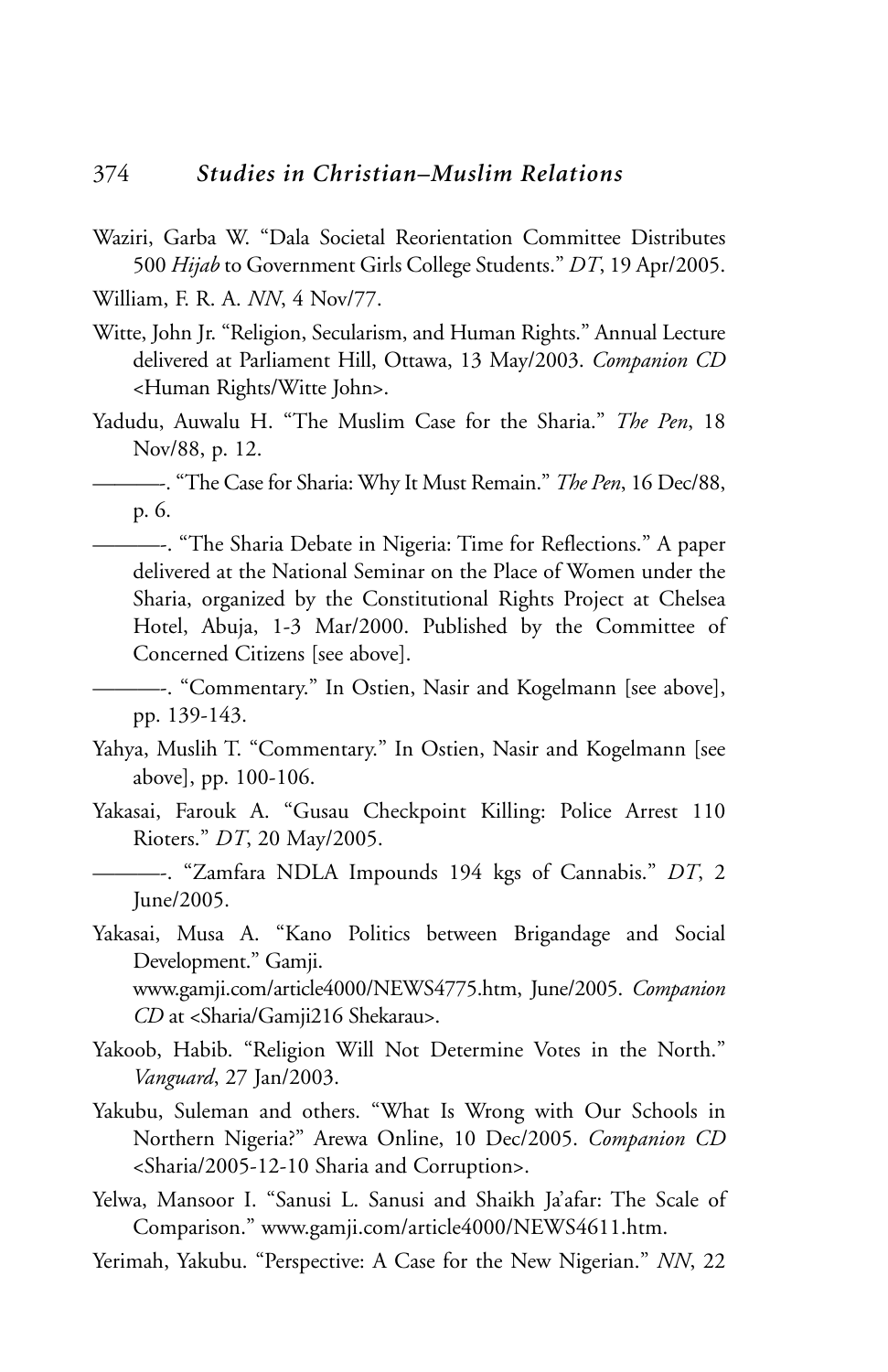Waziri, Garba W. "Dala Societal Reorientation Committee Distributes 500 *Hijab* to Government Girls College Students." *DT*, 19 Apr/2005.

William, F. R. A. *NN*, 4 Nov/77.

Witte, John Jr. "Religion, Secularism, and Human Rights." Annual Lecture delivered at Parliament Hill, Ottawa, 13 May/2003. *Companion CD* <Human Rights/Witte John>.

Yadudu, Auwalu H. "The Muslim Case for the Sharia." *The Pen*, 18 Nov/88, p. 12.

———-. "The Case for Sharia: Why It Must Remain." *The Pen*, 16 Dec/88, p. 6.

———-. "The Sharia Debate in Nigeria: Time for Reflections." A paper delivered at the National Seminar on the Place of Women under the Sharia, organized by the Constitutional Rights Project at Chelsea Hotel, Abuja, 1-3 Mar/2000. Published by the Committee of Concerned Citizens [see above].

———-. "Commentary." In Ostien, Nasir and Kogelmann [see above], pp. 139-143.

Yahya, Muslih T. "Commentary." In Ostien, Nasir and Kogelmann [see above], pp. 100-106.

Yakasai, Farouk A. "Gusau Checkpoint Killing: Police Arrest 110 Rioters." *DT*, 20 May/2005.

———-. "Zamfara NDLA Impounds 194 kgs of Cannabis." *DT*, 2 June/2005.

Yakasai, Musa A. "Kano Politics between Brigandage and Social Development." Gamji. www.gamji.com/article4000/NEWS4775.htm, June/2005. *Companion CD* at <Sharia/Gamji216 Shekarau>.

Yakoob, Habib. "Religion Will Not Determine Votes in the North." *Vanguard*, 27 Jan/2003.

Yakubu, Suleman and others. "What Is Wrong with Our Schools in Northern Nigeria?" Arewa Online, 10 Dec/2005. *Companion CD* <Sharia/2005-12-10 Sharia and Corruption>.

Yelwa, Mansoor I. "Sanusi L. Sanusi and Shaikh Ja'afar: The Scale of Comparison." www.gamji.com/article4000/NEWS4611.htm.

Yerimah, Yakubu. "Perspective: A Case for the New Nigerian." *NN*, 22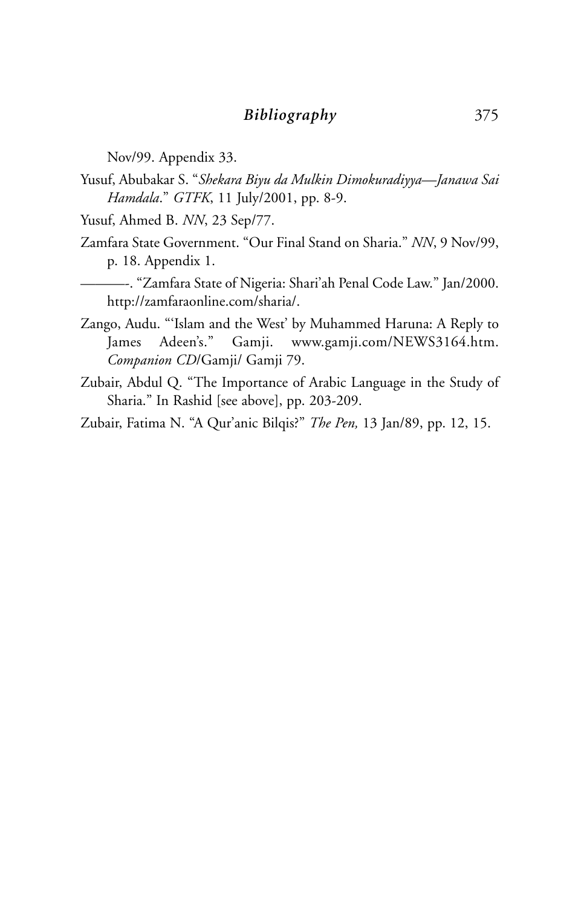Nov/99. Appendix 33.

Yusuf, Abubakar S. "*Shekara Biyu da Mulkin Dimokuradiyya—Janawa Sai Hamdala*." *GTFK*, 11 July/2001, pp. 8-9.

Yusuf, Ahmed B. *NN*, 23 Sep/77.

Zamfara State Government. "Our Final Stand on Sharia." *NN*, 9 Nov/99, p. 18. Appendix 1.

———-. "Zamfara State of Nigeria: Shari'ah Penal Code Law." Jan/2000. http://zamfaraonline.com/sharia/.

Zango, Audu. "'Islam and the West' by Muhammed Haruna: A Reply to James Adeen's." Gamji. www.gamji.com/NEWS3164.htm. *Companion CD*/Gamji/ Gamji 79.

Zubair, Abdul Q. "The Importance of Arabic Language in the Study of Sharia." In Rashid [see above], pp. 203-209.

Zubair, Fatima N. "A Qur'anic Bilqis?" *The Pen,* 13 Jan/89, pp. 12, 15.